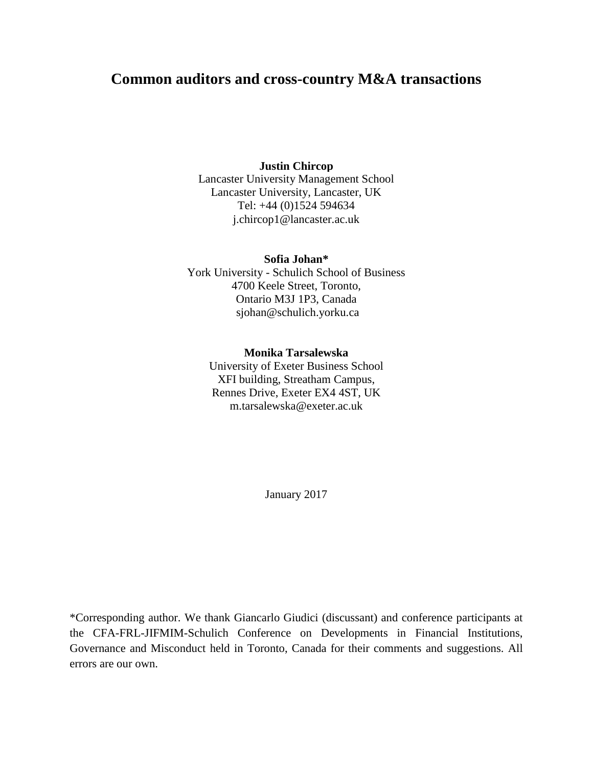# Common auditors and cross-country M&A transactions

**Justin Chircop**
Lancaster University Management School
Lancaster University, Lancaster, UK
Tel: +44 (0)1524 594634
j.chircop1@lancaster.ac.uk

**Sofia Johan***
York University - Schulich School of Business
4700 Keele Street, Toronto,
Ontario M3J 1P3, Canada
sjohan@schulich.yorku.ca

**Monika Tarsalewska**
University of Exeter Business School
XFI building, Streatham Campus,
Rennes Drive, Exeter EX4 4ST, UK
m.tarsalewska@exeter.ac.uk

January 2017

*Corresponding author. We thank Giancarlo Giudici (discussant) and conference participants at the CFA-FRL-JIFMIM-Schulich Conference on Developments in Financial Institutions, Governance and Misconduct held in Toronto, Canada for their comments and suggestions. All errors are our own.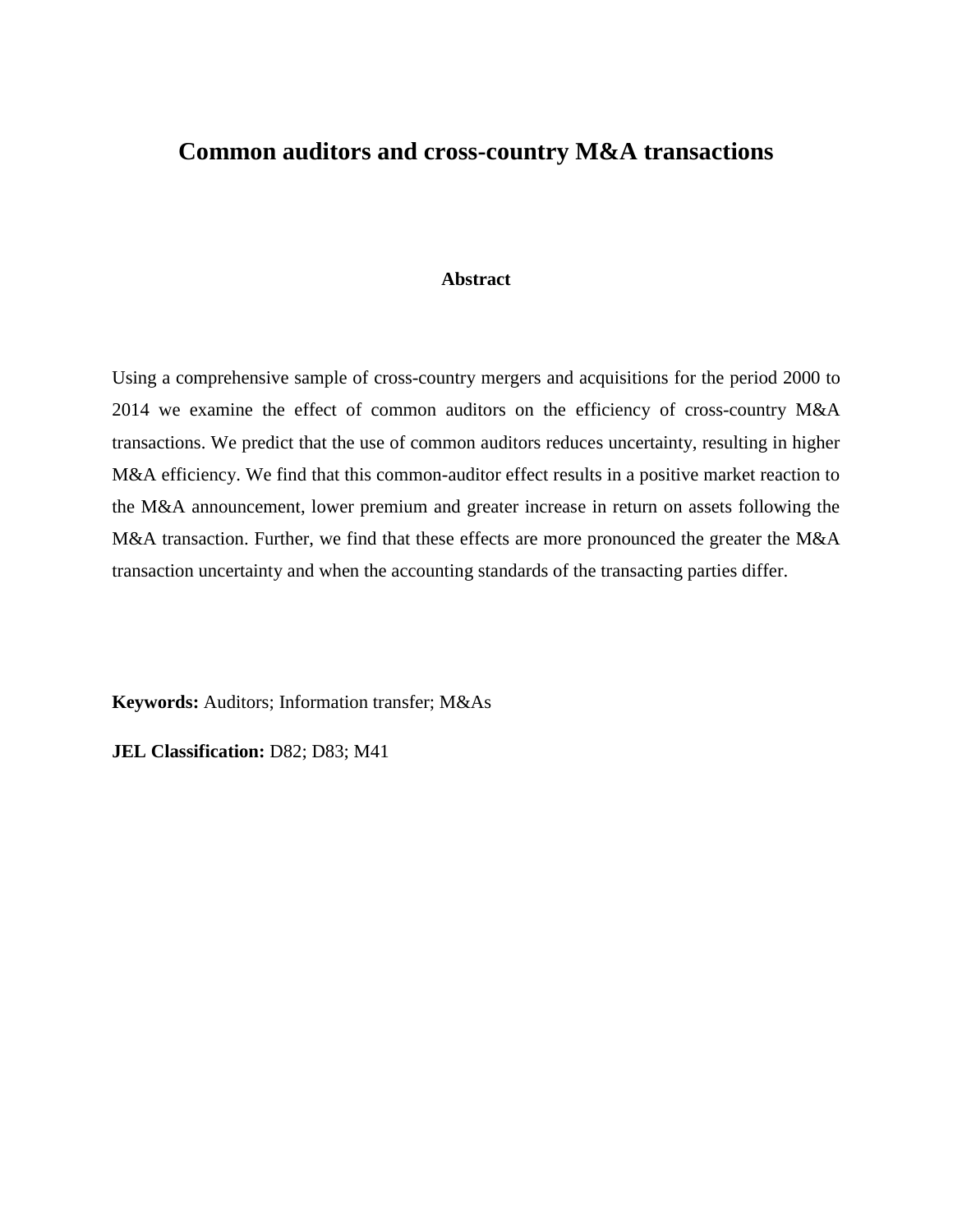# Common auditors and cross-country M&A transactions

## Abstract

Using a comprehensive sample of cross-country mergers and acquisitions for the period 2000 to 2014 we examine the effect of common auditors on the efficiency of cross-country M&A transactions. We predict that the use of common auditors reduces uncertainty, resulting in higher M&A efficiency. We find that this common-auditor effect results in a positive market reaction to the M&A announcement, lower premium and greater increase in return on assets following the M&A transaction. Further, we find that these effects are more pronounced the greater the M&A transaction uncertainty and when the accounting standards of the transacting parties differ.

**Keywords:** Auditors; Information transfer; M&As

**JEL Classification:** D82; D83; M41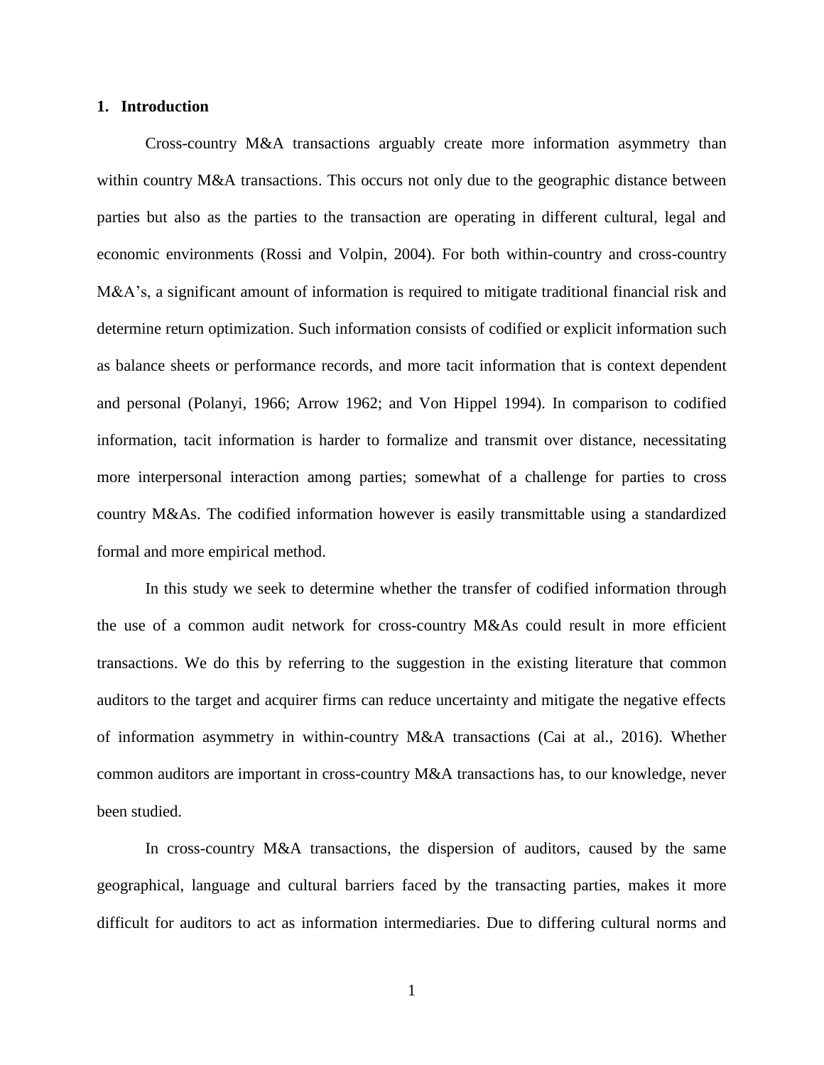## 1. Introduction

Cross-country M&A transactions arguably create more information asymmetry than within country M&A transactions. This occurs not only due to the geographic distance between parties but also as the parties to the transaction are operating in different cultural, legal and economic environments (Rossi and Volpin, 2004). For both within-country and cross-country M&A's, a significant amount of information is required to mitigate traditional financial risk and determine return optimization. Such information consists of codified or explicit information such as balance sheets or performance records, and more tacit information that is context dependent and personal (Polanyi, 1966; Arrow 1962; and Von Hippel 1994). In comparison to codified information, tacit information is harder to formalize and transmit over distance, necessitating more interpersonal interaction among parties; somewhat of a challenge for parties to cross country M&As. The codified information however is easily transmittable using a standardized formal and more empirical method.

In this study we seek to determine whether the transfer of codified information through the use of a common audit network for cross-country M&As could result in more efficient transactions. We do this by referring to the suggestion in the existing literature that common auditors to the target and acquirer firms can reduce uncertainty and mitigate the negative effects of information asymmetry in within-country M&A transactions (Cai at al., 2016). Whether common auditors are important in cross-country M&A transactions has, to our knowledge, never been studied.

In cross-country M&A transactions, the dispersion of auditors, caused by the same geographical, language and cultural barriers faced by the transacting parties, makes it more difficult for auditors to act as information intermediaries. Due to differing cultural norms and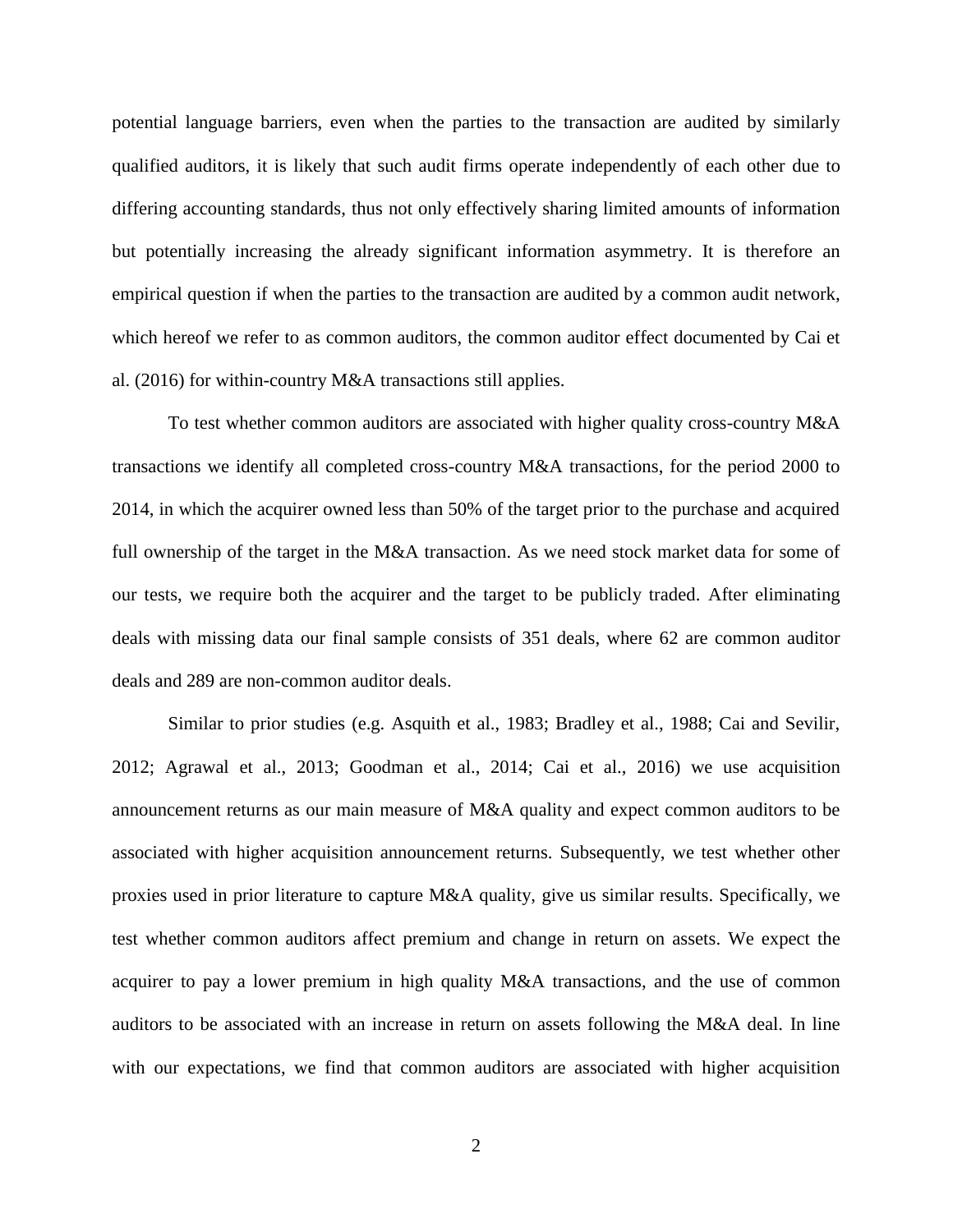potential language barriers, even when the parties to the transaction are audited by similarly qualified auditors, it is likely that such audit firms operate independently of each other due to differing accounting standards, thus not only effectively sharing limited amounts of information but potentially increasing the already significant information asymmetry. It is therefore an empirical question if when the parties to the transaction are audited by a common audit network, which hereof we refer to as common auditors, the common auditor effect documented by Cai et al. (2016) for within-country M&A transactions still applies.

To test whether common auditors are associated with higher quality cross-country M&A transactions we identify all completed cross-country M&A transactions, for the period 2000 to 2014, in which the acquirer owned less than 50% of the target prior to the purchase and acquired full ownership of the target in the M&A transaction. As we need stock market data for some of our tests, we require both the acquirer and the target to be publicly traded. After eliminating deals with missing data our final sample consists of 351 deals, where 62 are common auditor deals and 289 are non-common auditor deals.

Similar to prior studies (e.g. Asquith et al., 1983; Bradley et al., 1988; Cai and Sevilir, 2012; Agrawal et al., 2013; Goodman et al., 2014; Cai et al., 2016) we use acquisition announcement returns as our main measure of M&A quality and expect common auditors to be associated with higher acquisition announcement returns. Subsequently, we test whether other proxies used in prior literature to capture M&A quality, give us similar results. Specifically, we test whether common auditors affect premium and change in return on assets. We expect the acquirer to pay a lower premium in high quality M&A transactions, and the use of common auditors to be associated with an increase in return on assets following the M&A deal. In line with our expectations, we find that common auditors are associated with higher acquisition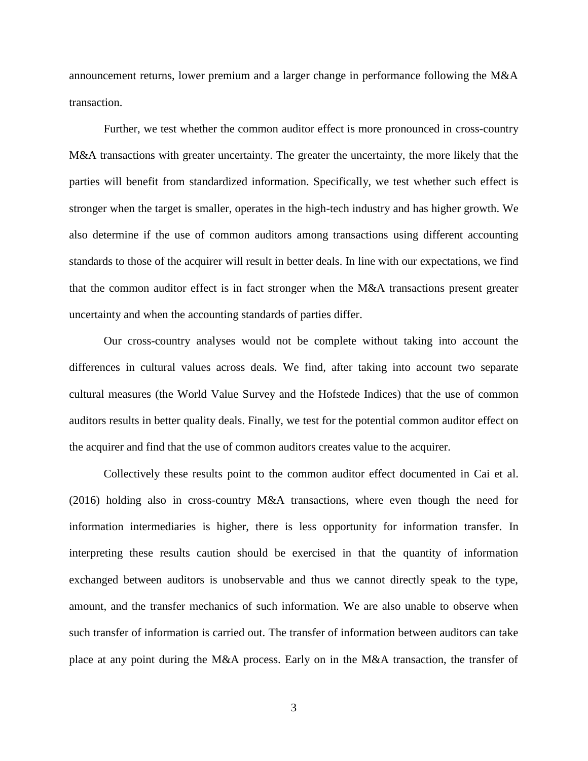announcement returns, lower premium and a larger change in performance following the M&A transaction.

Further, we test whether the common auditor effect is more pronounced in cross-country M&A transactions with greater uncertainty. The greater the uncertainty, the more likely that the parties will benefit from standardized information. Specifically, we test whether such effect is stronger when the target is smaller, operates in the high-tech industry and has higher growth. We also determine if the use of common auditors among transactions using different accounting standards to those of the acquirer will result in better deals. In line with our expectations, we find that the common auditor effect is in fact stronger when the M&A transactions present greater uncertainty and when the accounting standards of parties differ.

Our cross-country analyses would not be complete without taking into account the differences in cultural values across deals. We find, after taking into account two separate cultural measures (the World Value Survey and the Hofstede Indices) that the use of common auditors results in better quality deals. Finally, we test for the potential common auditor effect on the acquirer and find that the use of common auditors creates value to the acquirer.

Collectively these results point to the common auditor effect documented in Cai et al. (2016) holding also in cross-country M&A transactions, where even though the need for information intermediaries is higher, there is less opportunity for information transfer. In interpreting these results caution should be exercised in that the quantity of information exchanged between auditors is unobservable and thus we cannot directly speak to the type, amount, and the transfer mechanics of such information. We are also unable to observe when such transfer of information is carried out. The transfer of information between auditors can take place at any point during the M&A process. Early on in the M&A transaction, the transfer of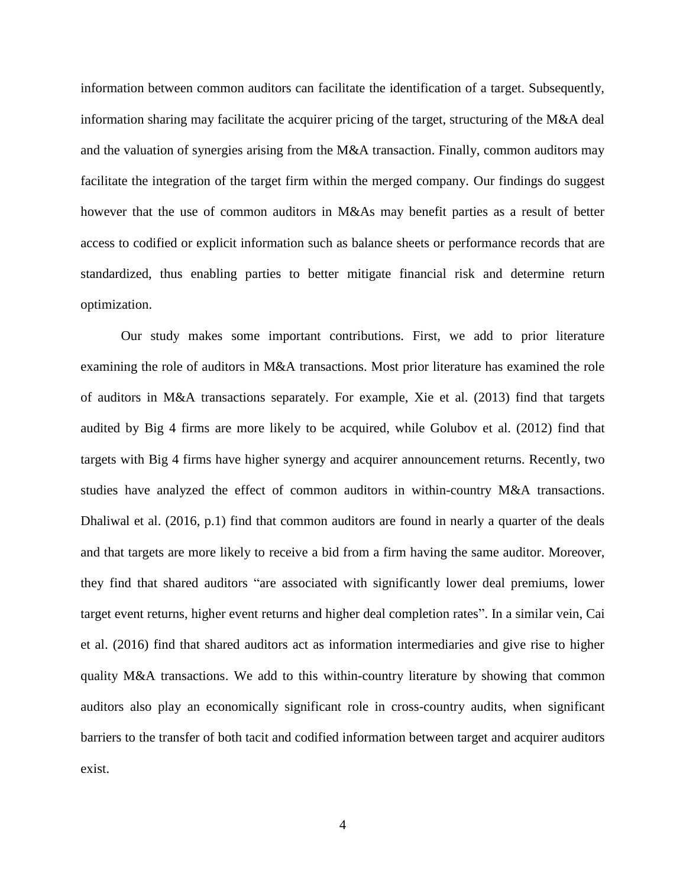information between common auditors can facilitate the identification of a target. Subsequently, information sharing may facilitate the acquirer pricing of the target, structuring of the M&A deal and the valuation of synergies arising from the M&A transaction. Finally, common auditors may facilitate the integration of the target firm within the merged company. Our findings do suggest however that the use of common auditors in M&As may benefit parties as a result of better access to codified or explicit information such as balance sheets or performance records that are standardized, thus enabling parties to better mitigate financial risk and determine return optimization.

Our study makes some important contributions. First, we add to prior literature examining the role of auditors in M&A transactions. Most prior literature has examined the role of auditors in M&A transactions separately. For example, Xie et al. (2013) find that targets audited by Big 4 firms are more likely to be acquired, while Golubov et al. (2012) find that targets with Big 4 firms have higher synergy and acquirer announcement returns. Recently, two studies have analyzed the effect of common auditors in within-country M&A transactions. Dhaliwal et al. (2016, p.1) find that common auditors are found in nearly a quarter of the deals and that targets are more likely to receive a bid from a firm having the same auditor. Moreover, they find that shared auditors "are associated with significantly lower deal premiums, lower target event returns, higher event returns and higher deal completion rates". In a similar vein, Cai et al. (2016) find that shared auditors act as information intermediaries and give rise to higher quality M&A transactions. We add to this within-country literature by showing that common auditors also play an economically significant role in cross-country audits, when significant barriers to the transfer of both tacit and codified information between target and acquirer auditors exist.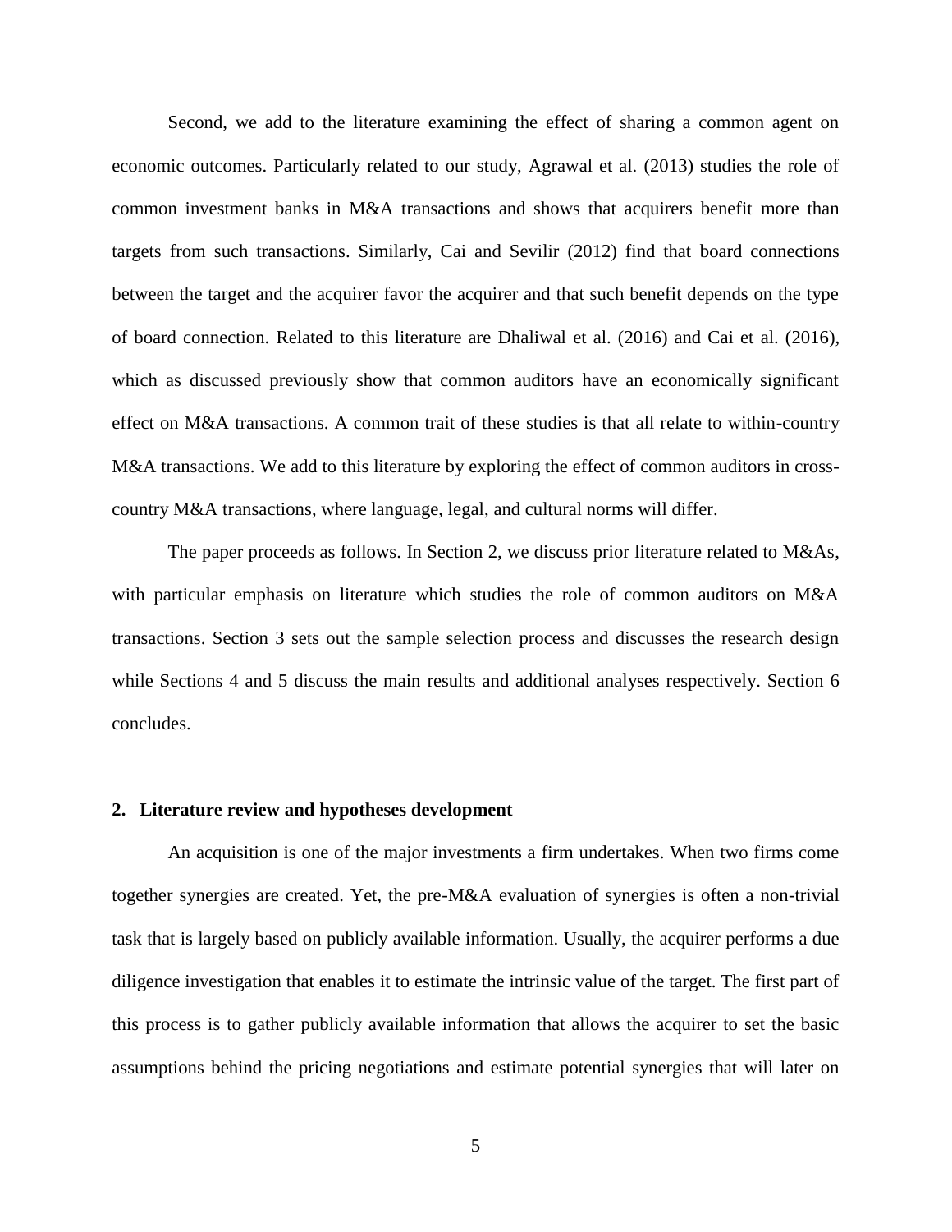Second, we add to the literature examining the effect of sharing a common agent on economic outcomes. Particularly related to our study, Agrawal et al. (2013) studies the role of common investment banks in M&A transactions and shows that acquirers benefit more than targets from such transactions. Similarly, Cai and Sevilir (2012) find that board connections between the target and the acquirer favor the acquirer and that such benefit depends on the type of board connection. Related to this literature are Dhaliwal et al. (2016) and Cai et al. (2016), which as discussed previously show that common auditors have an economically significant effect on M&A transactions. A common trait of these studies is that all relate to within-country M&A transactions. We add to this literature by exploring the effect of common auditors in cross-country M&A transactions, where language, legal, and cultural norms will differ.

The paper proceeds as follows. In Section 2, we discuss prior literature related to M&As, with particular emphasis on literature which studies the role of common auditors on M&A transactions. Section 3 sets out the sample selection process and discusses the research design while Sections 4 and 5 discuss the main results and additional analyses respectively. Section 6 concludes.

## 2. Literature review and hypotheses development

An acquisition is one of the major investments a firm undertakes. When two firms come together synergies are created. Yet, the pre-M&A evaluation of synergies is often a non-trivial task that is largely based on publicly available information. Usually, the acquirer performs a due diligence investigation that enables it to estimate the intrinsic value of the target. The first part of this process is to gather publicly available information that allows the acquirer to set the basic assumptions behind the pricing negotiations and estimate potential synergies that will later on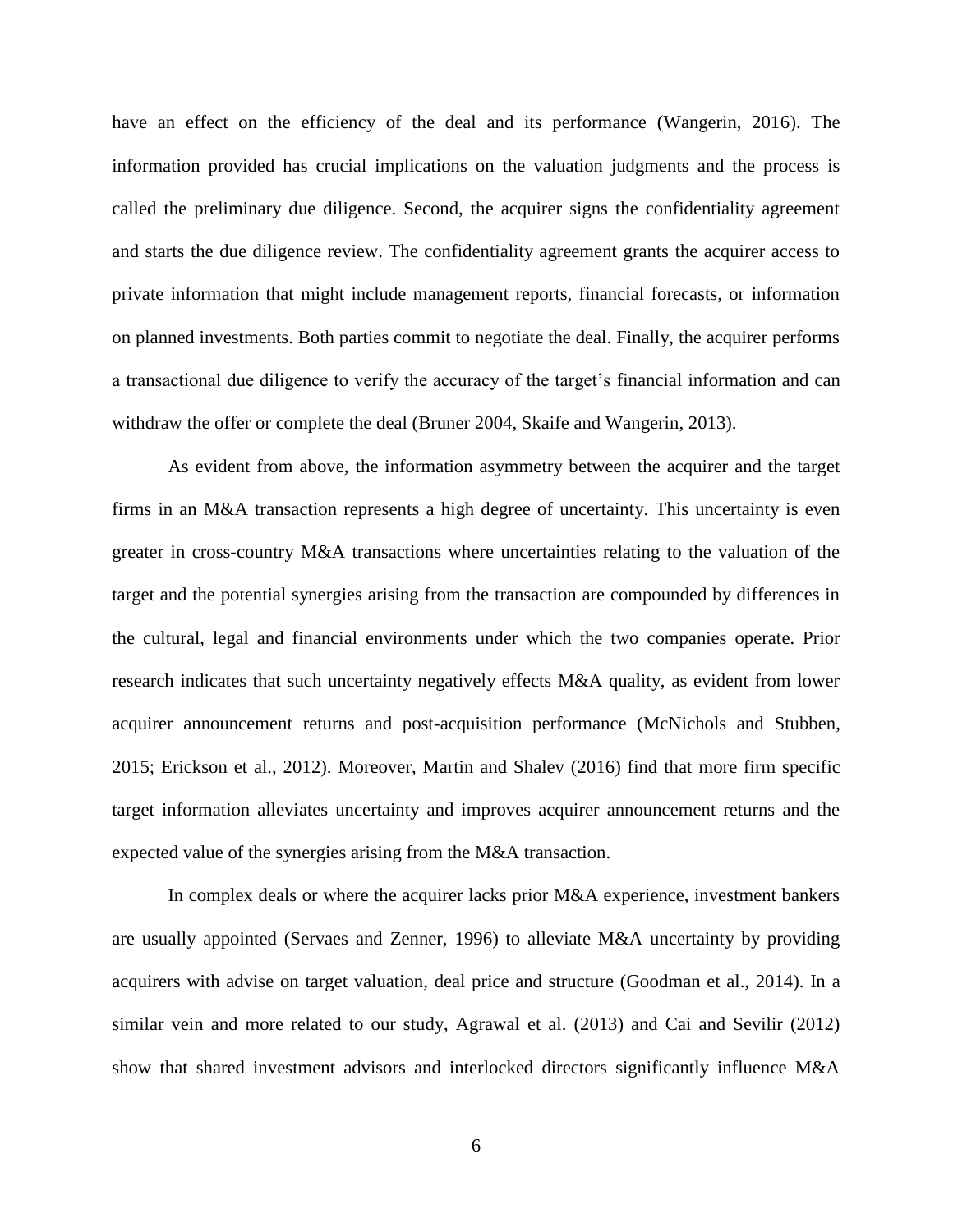have an effect on the efficiency of the deal and its performance (Wangerin, 2016). The information provided has crucial implications on the valuation judgments and the process is called the preliminary due diligence. Second, the acquirer signs the confidentiality agreement and starts the due diligence review. The confidentiality agreement grants the acquirer access to private information that might include management reports, financial forecasts, or information on planned investments. Both parties commit to negotiate the deal. Finally, the acquirer performs a transactional due diligence to verify the accuracy of the target's financial information and can withdraw the offer or complete the deal (Bruner 2004, Skaife and Wangerin, 2013).

As evident from above, the information asymmetry between the acquirer and the target firms in an M&A transaction represents a high degree of uncertainty. This uncertainty is even greater in cross-country M&A transactions where uncertainties relating to the valuation of the target and the potential synergies arising from the transaction are compounded by differences in the cultural, legal and financial environments under which the two companies operate. Prior research indicates that such uncertainty negatively effects M&A quality, as evident from lower acquirer announcement returns and post-acquisition performance (McNichols and Stubben, 2015; Erickson et al., 2012). Moreover, Martin and Shalev (2016) find that more firm specific target information alleviates uncertainty and improves acquirer announcement returns and the expected value of the synergies arising from the M&A transaction.

In complex deals or where the acquirer lacks prior M&A experience, investment bankers are usually appointed (Servaes and Zenner, 1996) to alleviate M&A uncertainty by providing acquirers with advise on target valuation, deal price and structure (Goodman et al., 2014). In a similar vein and more related to our study, Agrawal et al. (2013) and Cai and Sevilir (2012) show that shared investment advisors and interlocked directors significantly influence M&A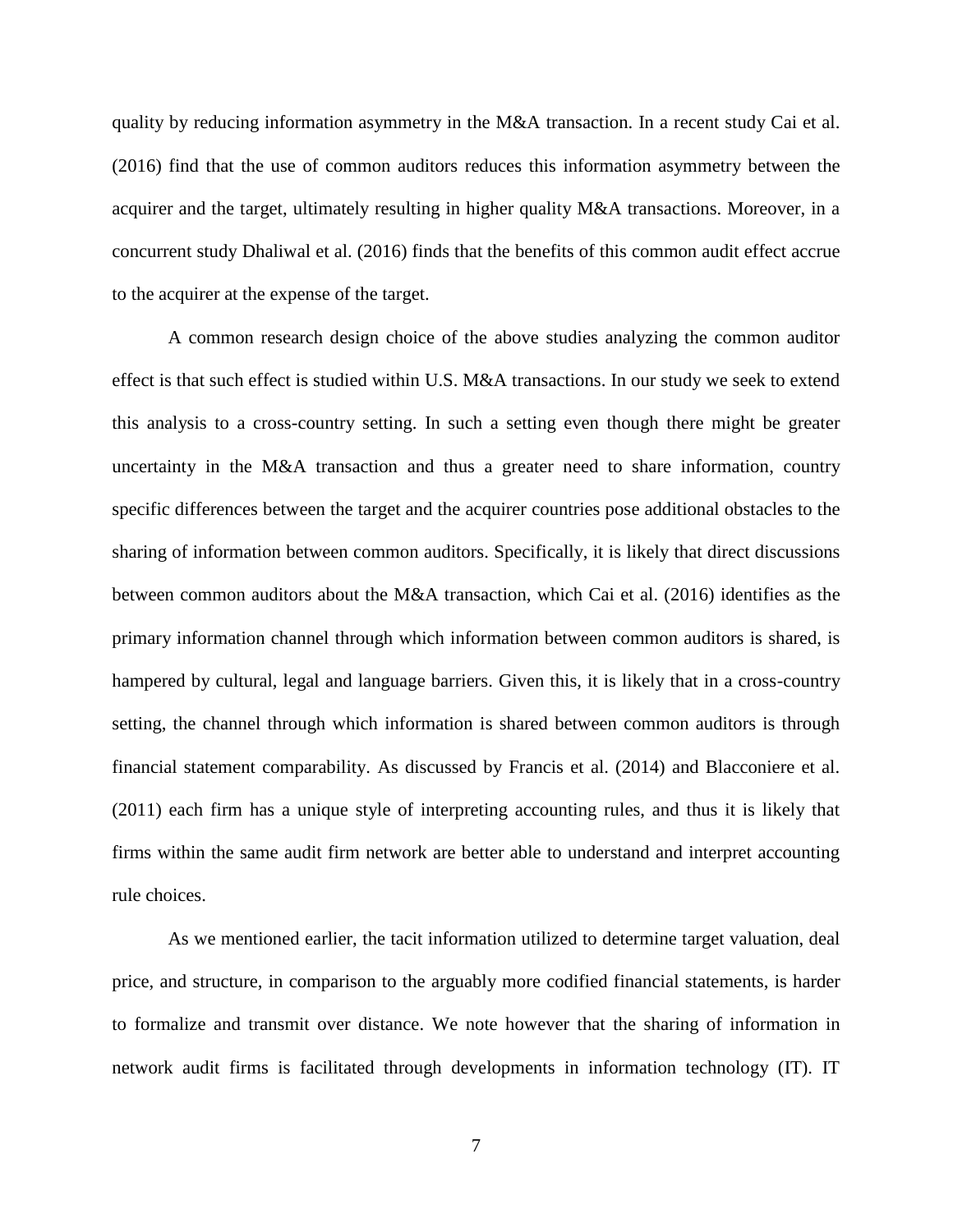quality by reducing information asymmetry in the M&A transaction. In a recent study Cai et al. (2016) find that the use of common auditors reduces this information asymmetry between the acquirer and the target, ultimately resulting in higher quality M&A transactions. Moreover, in a concurrent study Dhaliwal et al. (2016) finds that the benefits of this common audit effect accrue to the acquirer at the expense of the target.

A common research design choice of the above studies analyzing the common auditor effect is that such effect is studied within U.S. M&A transactions. In our study we seek to extend this analysis to a cross-country setting. In such a setting even though there might be greater uncertainty in the M&A transaction and thus a greater need to share information, country specific differences between the target and the acquirer countries pose additional obstacles to the sharing of information between common auditors. Specifically, it is likely that direct discussions between common auditors about the M&A transaction, which Cai et al. (2016) identifies as the primary information channel through which information between common auditors is shared, is hampered by cultural, legal and language barriers. Given this, it is likely that in a cross-country setting, the channel through which information is shared between common auditors is through financial statement comparability. As discussed by Francis et al. (2014) and Blacconiere et al. (2011) each firm has a unique style of interpreting accounting rules, and thus it is likely that firms within the same audit firm network are better able to understand and interpret accounting rule choices.

As we mentioned earlier, the tacit information utilized to determine target valuation, deal price, and structure, in comparison to the arguably more codified financial statements, is harder to formalize and transmit over distance. We note however that the sharing of information in network audit firms is facilitated through developments in information technology (IT). IT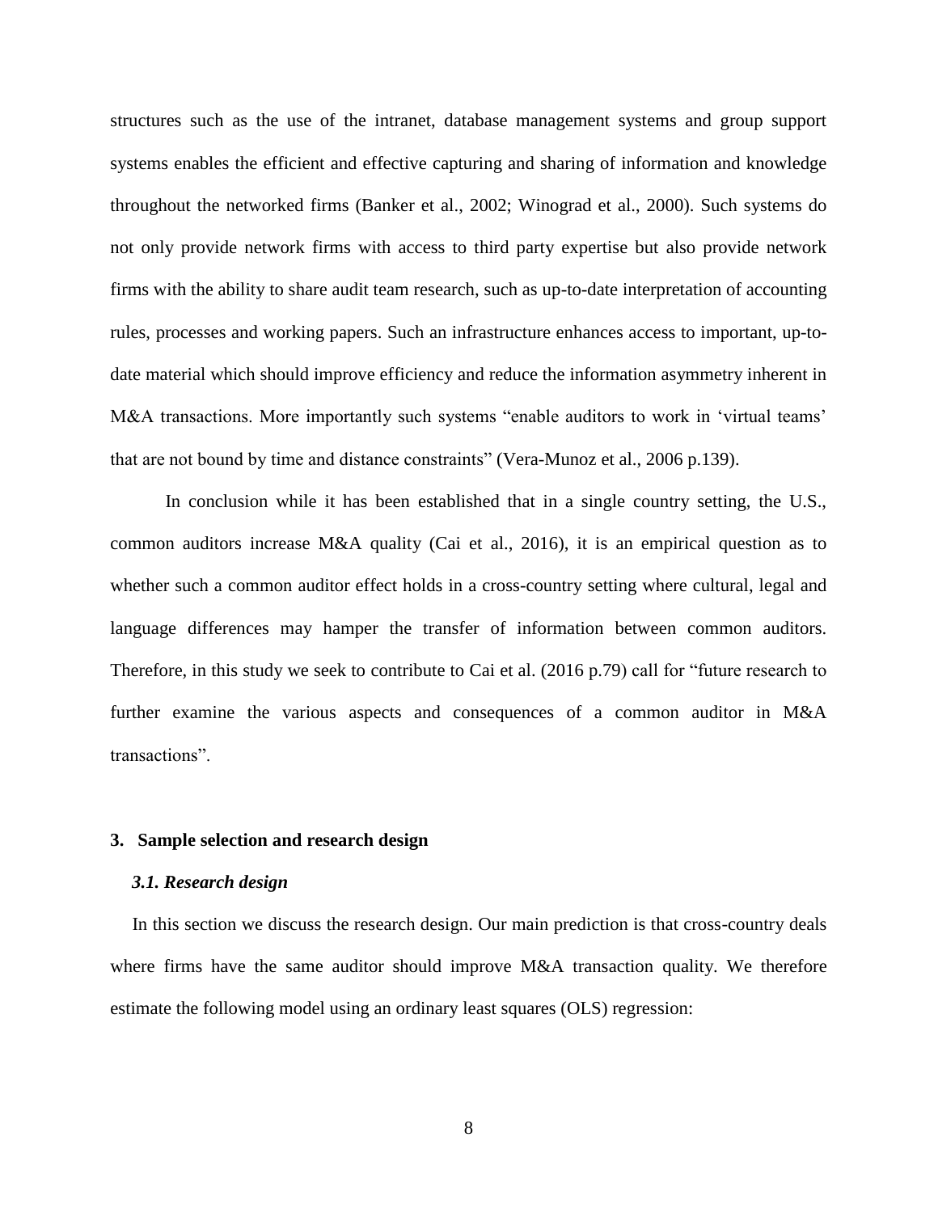structures such as the use of the intranet, database management systems and group support systems enables the efficient and effective capturing and sharing of information and knowledge throughout the networked firms (Banker et al., 2002; Winograd et al., 2000). Such systems do not only provide network firms with access to third party expertise but also provide network firms with the ability to share audit team research, such as up-to-date interpretation of accounting rules, processes and working papers. Such an infrastructure enhances access to important, up-to-date material which should improve efficiency and reduce the information asymmetry inherent in M&A transactions. More importantly such systems "enable auditors to work in 'virtual teams' that are not bound by time and distance constraints" (Vera-Munoz et al., 2006 p.139).

In conclusion while it has been established that in a single country setting, the U.S., common auditors increase M&A quality (Cai et al., 2016), it is an empirical question as to whether such a common auditor effect holds in a cross-country setting where cultural, legal and language differences may hamper the transfer of information between common auditors. Therefore, in this study we seek to contribute to Cai et al. (2016 p.79) call for "future research to further examine the various aspects and consequences of a common auditor in M&A transactions".

## 3. Sample selection and research design

### *3.1. Research design*

In this section we discuss the research design. Our main prediction is that cross-country deals where firms have the same auditor should improve M&A transaction quality. We therefore estimate the following model using an ordinary least squares (OLS) regression: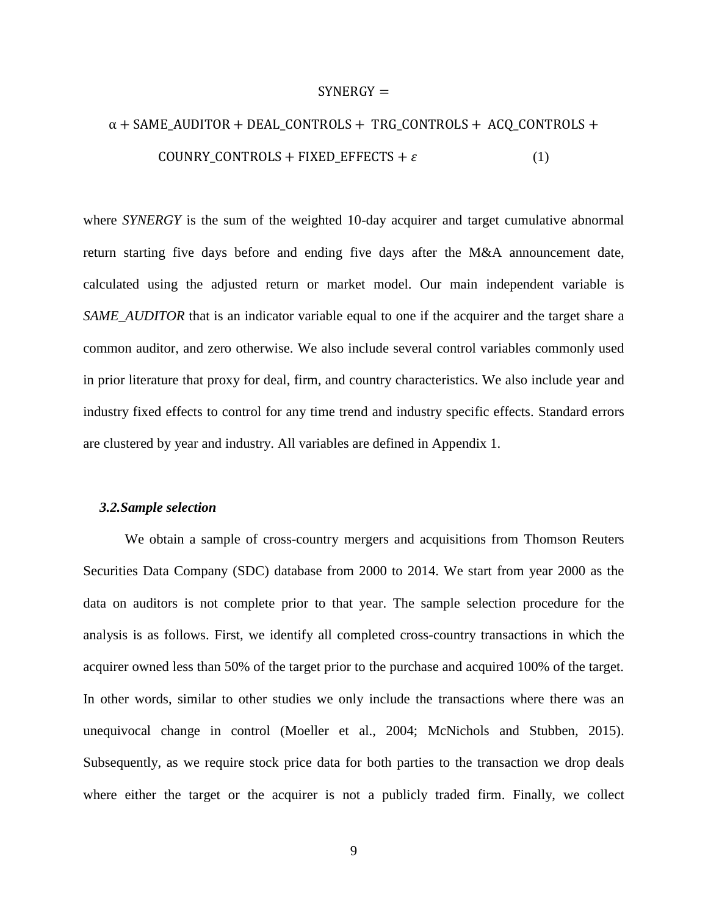$$\text{SYNERGY} = \alpha + \text{SAME\_AUDITOR} + \text{DEAL\_CONTROLS} + \text{TRG\_CONTROLS} + \text{ACQ\_CONTROLS} + \text{COUNRY\_CONTROLS} + \text{FIXED\_EFFECTS} + \varepsilon \quad (1)$$

where *SYNERGY* is the sum of the weighted 10-day acquirer and target cumulative abnormal return starting five days before and ending five days after the M&A announcement date, calculated using the adjusted return or market model. Our main independent variable is *SAME_AUDITOR* that is an indicator variable equal to one if the acquirer and the target share a common auditor, and zero otherwise. We also include several control variables commonly used in prior literature that proxy for deal, firm, and country characteristics. We also include year and industry fixed effects to control for any time trend and industry specific effects. Standard errors are clustered by year and industry. All variables are defined in Appendix 1.

### 3.2. Sample selection

We obtain a sample of cross-country mergers and acquisitions from Thomson Reuters Securities Data Company (SDC) database from 2000 to 2014. We start from year 2000 as the data on auditors is not complete prior to that year. The sample selection procedure for the analysis is as follows. First, we identify all completed cross-country transactions in which the acquirer owned less than 50% of the target prior to the purchase and acquired 100% of the target. In other words, similar to other studies we only include the transactions where there was an unequivocal change in control (Moeller et al., 2004; McNichols and Stubben, 2015). Subsequently, as we require stock price data for both parties to the transaction we drop deals where either the target or the acquirer is not a publicly traded firm. Finally, we collect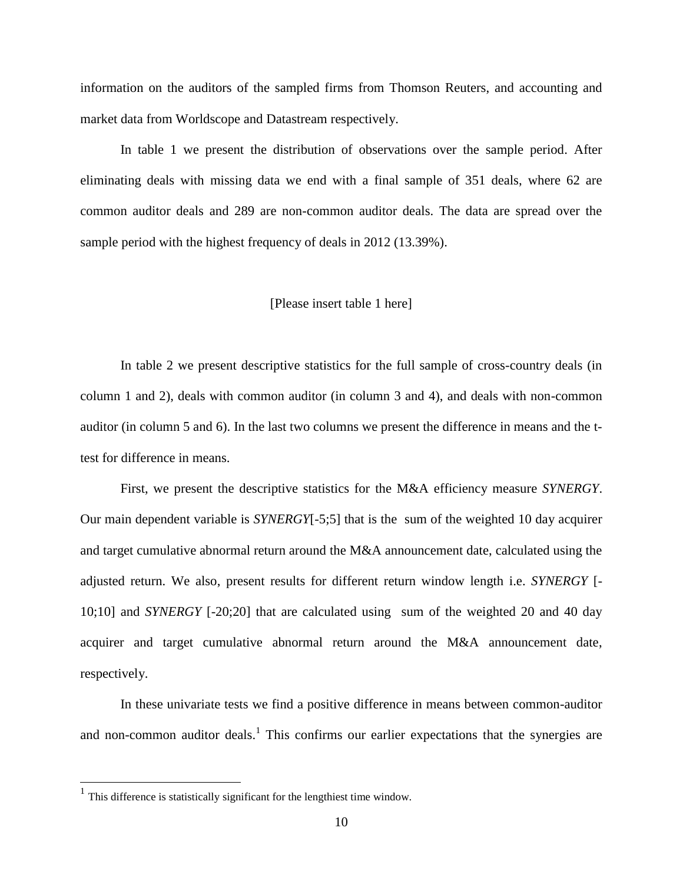information on the auditors of the sampled firms from Thomson Reuters, and accounting and market data from Worldscope and Datastream respectively.

In table 1 we present the distribution of observations over the sample period. After eliminating deals with missing data we end with a final sample of 351 deals, where 62 are common auditor deals and 289 are non-common auditor deals. The data are spread over the sample period with the highest frequency of deals in 2012 (13.39%).

[Please insert table 1 here]

In table 2 we present descriptive statistics for the full sample of cross-country deals (in column 1 and 2), deals with common auditor (in column 3 and 4), and deals with non-common auditor (in column 5 and 6). In the last two columns we present the difference in means and the t-test for difference in means.

First, we present the descriptive statistics for the M&A efficiency measure *SYNERGY*. Our main dependent variable is *SYNERGY*[-5;5] that is the sum of the weighted 10 day acquirer and target cumulative abnormal return around the M&A announcement date, calculated using the adjusted return. We also, present results for different return window length i.e. *SYNERGY* [-10;10] and *SYNERGY* [-20;20] that are calculated using sum of the weighted 20 and 40 day acquirer and target cumulative abnormal return around the M&A announcement date, respectively.

In these univariate tests we find a positive difference in means between common-auditor and non-common auditor deals.[1] This confirms our earlier expectations that the synergies are

[1] This difference is statistically significant for the lengthiest time window.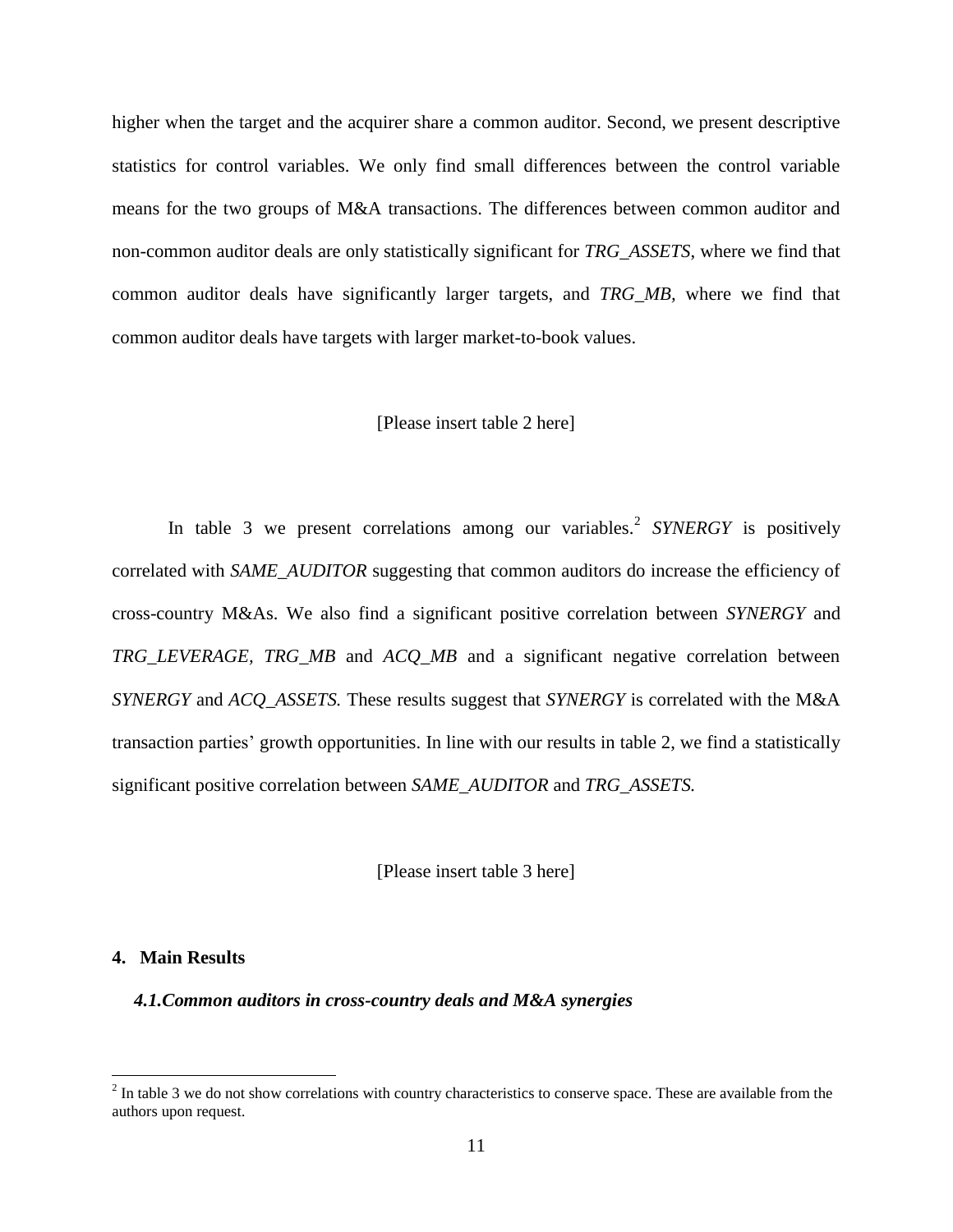higher when the target and the acquirer share a common auditor. Second, we present descriptive statistics for control variables. We only find small differences between the control variable means for the two groups of M&A transactions. The differences between common auditor and non-common auditor deals are only statistically significant for *TRG_ASSETS*, where we find that common auditor deals have significantly larger targets, and *TRG_MB,* where we find that common auditor deals have targets with larger market-to-book values.

[Please insert table 2 here]

In table 3 we present correlations among our variables.[2] *SYNERGY* is positively correlated with *SAME_AUDITOR* suggesting that common auditors do increase the efficiency of cross-country M&As. We also find a significant positive correlation between *SYNERGY* and *TRG_LEVERAGE, TRG_MB* and *ACQ_MB* and a significant negative correlation between *SYNERGY* and *ACQ_ASSETS.* These results suggest that *SYNERGY* is correlated with the M&A transaction parties' growth opportunities. In line with our results in table 2, we find a statistically significant positive correlation between *SAME_AUDITOR* and *TRG_ASSETS.*

[Please insert table 3 here]

## 4. Main Results

### *4.1. Common auditors in cross-country deals and M&A synergies*

[2] In table 3 we do not show correlations with country characteristics to conserve space. These are available from the authors upon request.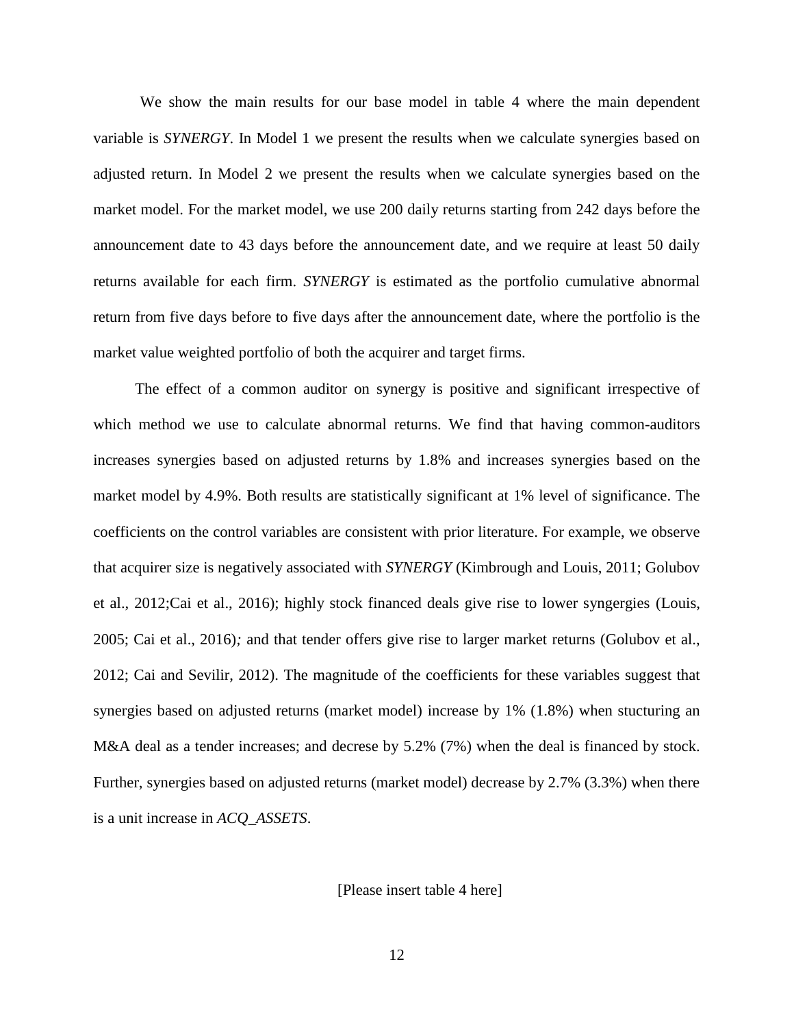We show the main results for our base model in table 4 where the main dependent variable is *SYNERGY*. In Model 1 we present the results when we calculate synergies based on adjusted return. In Model 2 we present the results when we calculate synergies based on the market model. For the market model, we use 200 daily returns starting from 242 days before the announcement date to 43 days before the announcement date, and we require at least 50 daily returns available for each firm. *SYNERGY* is estimated as the portfolio cumulative abnormal return from five days before to five days after the announcement date, where the portfolio is the market value weighted portfolio of both the acquirer and target firms.

The effect of a common auditor on synergy is positive and significant irrespective of which method we use to calculate abnormal returns. We find that having common-auditors increases synergies based on adjusted returns by 1.8% and increases synergies based on the market model by 4.9%. Both results are statistically significant at 1% level of significance. The coefficients on the control variables are consistent with prior literature. For example, we observe that acquirer size is negatively associated with *SYNERGY* (Kimbrough and Louis, 2011; Golubov et al., 2012;Cai et al., 2016); highly stock financed deals give rise to lower syngergies (Louis, 2005; Cai et al., 2016)*;* and that tender offers give rise to larger market returns (Golubov et al., 2012; Cai and Sevilir, 2012). The magnitude of the coefficients for these variables suggest that synergies based on adjusted returns (market model) increase by 1% (1.8%) when stucturing an M&A deal as a tender increases; and decrese by 5.2% (7%) when the deal is financed by stock. Further, synergies based on adjusted returns (market model) decrease by 2.7% (3.3%) when there is a unit increase in *ACQ_ASSETS*.

[Please insert table 4 here]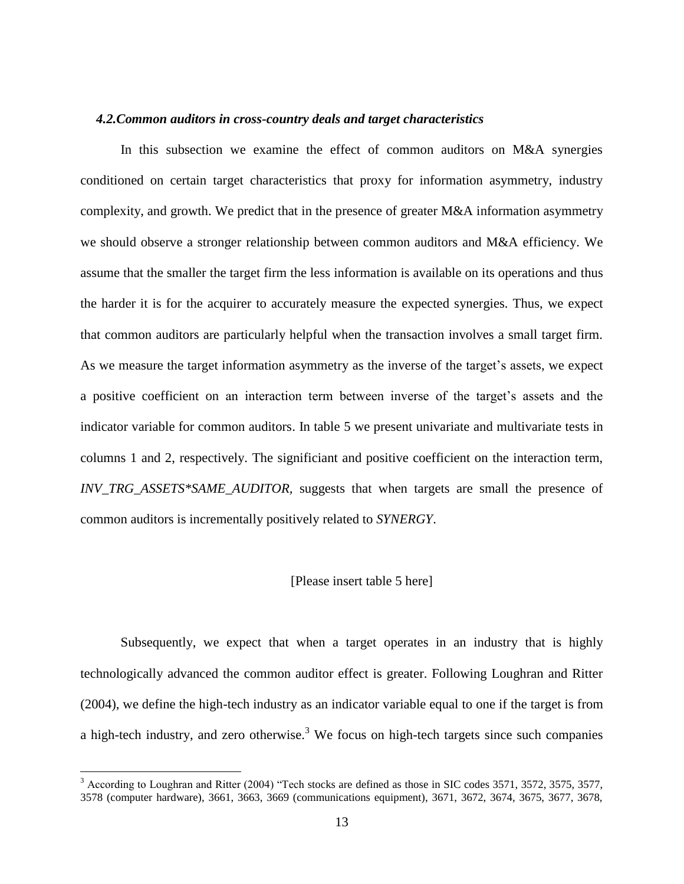### *4.2.Common auditors in cross-country deals and target characteristics*

In this subsection we examine the effect of common auditors on M&A synergies conditioned on certain target characteristics that proxy for information asymmetry, industry complexity, and growth. We predict that in the presence of greater M&A information asymmetry we should observe a stronger relationship between common auditors and M&A efficiency. We assume that the smaller the target firm the less information is available on its operations and thus the harder it is for the acquirer to accurately measure the expected synergies. Thus, we expect that common auditors are particularly helpful when the transaction involves a small target firm. As we measure the target information asymmetry as the inverse of the target's assets, we expect a positive coefficient on an interaction term between inverse of the target's assets and the indicator variable for common auditors. In table 5 we present univariate and multivariate tests in columns 1 and 2, respectively. The significiant and positive coefficient on the interaction term, *INV_TRG_ASSETS*SAME_AUDITOR,* suggests that when targets are small the presence of common auditors is incrementally positively related to *SYNERGY*.

[Please insert table 5 here]

Subsequently, we expect that when a target operates in an industry that is highly technologically advanced the common auditor effect is greater. Following Loughran and Ritter (2004), we define the high-tech industry as an indicator variable equal to one if the target is from a high-tech industry, and zero otherwise.[3] We focus on high-tech targets since such companies

[3] According to Loughran and Ritter (2004) "Tech stocks are defined as those in SIC codes 3571, 3572, 3575, 3577, 3578 (computer hardware), 3661, 3663, 3669 (communications equipment), 3671, 3672, 3674, 3675, 3677, 3678,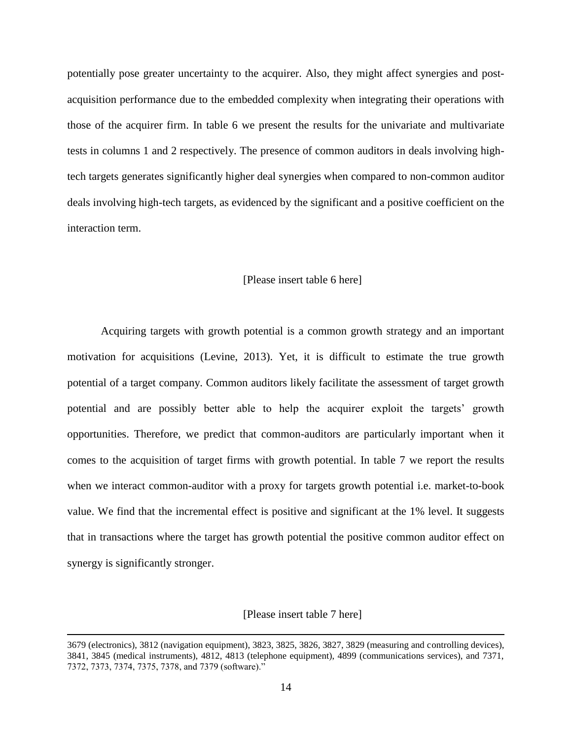potentially pose greater uncertainty to the acquirer. Also, they might affect synergies and post-acquisition performance due to the embedded complexity when integrating their operations with those of the acquirer firm. In table 6 we present the results for the univariate and multivariate tests in columns 1 and 2 respectively. The presence of common auditors in deals involving high-tech targets generates significantly higher deal synergies when compared to non-common auditor deals involving high-tech targets, as evidenced by the significant and a positive coefficient on the interaction term.

[Please insert table 6 here]

Acquiring targets with growth potential is a common growth strategy and an important motivation for acquisitions (Levine, 2013). Yet, it is difficult to estimate the true growth potential of a target company. Common auditors likely facilitate the assessment of target growth potential and are possibly better able to help the acquirer exploit the targets' growth opportunities. Therefore, we predict that common-auditors are particularly important when it comes to the acquisition of target firms with growth potential. In table 7 we report the results when we interact common-auditor with a proxy for targets growth potential i.e. market-to-book value. We find that the incremental effect is positive and significant at the 1% level. It suggests that in transactions where the target has growth potential the positive common auditor effect on synergy is significantly stronger.

[Please insert table 7 here]

---

3679 (electronics), 3812 (navigation equipment), 3823, 3825, 3826, 3827, 3829 (measuring and controlling devices), 3841, 3845 (medical instruments), 4812, 4813 (telephone equipment), 4899 (communications services), and 7371, 7372, 7373, 7374, 7375, 7378, and 7379 (software)."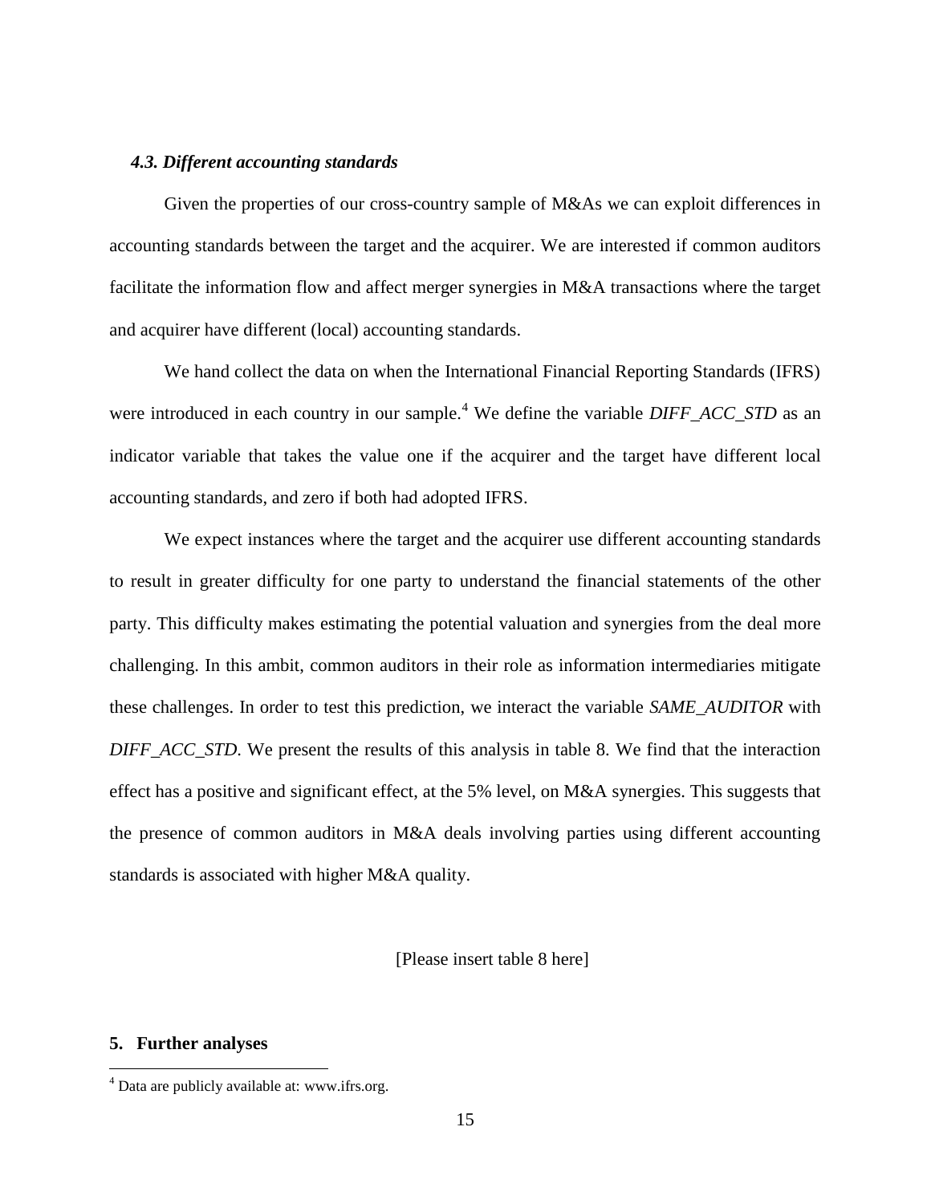### *4.3. Different accounting standards*

Given the properties of our cross-country sample of M&As we can exploit differences in accounting standards between the target and the acquirer. We are interested if common auditors facilitate the information flow and affect merger synergies in M&A transactions where the target and acquirer have different (local) accounting standards.

We hand collect the data on when the International Financial Reporting Standards (IFRS) were introduced in each country in our sample.[4] We define the variable *DIFF_ACC_STD* as an indicator variable that takes the value one if the acquirer and the target have different local accounting standards, and zero if both had adopted IFRS.

We expect instances where the target and the acquirer use different accounting standards to result in greater difficulty for one party to understand the financial statements of the other party. This difficulty makes estimating the potential valuation and synergies from the deal more challenging. In this ambit, common auditors in their role as information intermediaries mitigate these challenges. In order to test this prediction, we interact the variable *SAME_AUDITOR* with *DIFF_ACC_STD*. We present the results of this analysis in table 8. We find that the interaction effect has a positive and significant effect, at the 5% level, on M&A synergies. This suggests that the presence of common auditors in M&A deals involving parties using different accounting standards is associated with higher M&A quality.

[Please insert table 8 here]

## 5. Further analyses

[4] Data are publicly available at: www.ifrs.org.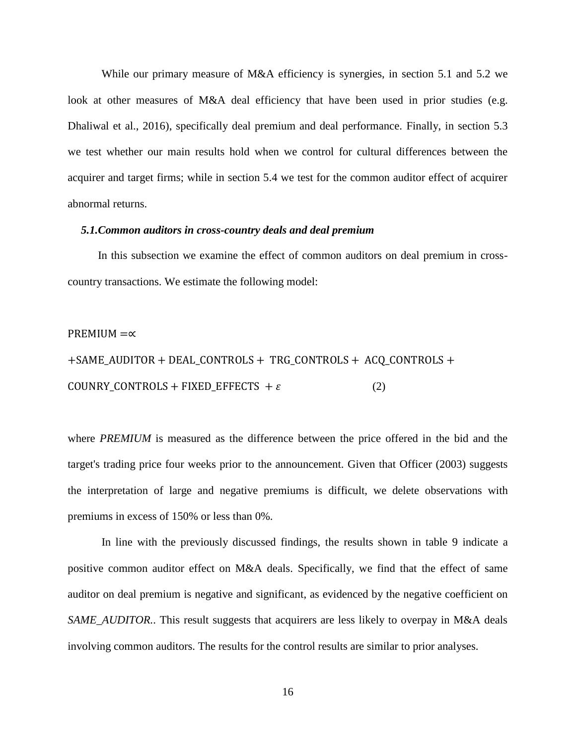While our primary measure of M&A efficiency is synergies, in section 5.1 and 5.2 we look at other measures of M&A deal efficiency that have been used in prior studies (e.g. Dhaliwal et al., 2016), specifically deal premium and deal performance. Finally, in section 5.3 we test whether our main results hold when we control for cultural differences between the acquirer and target firms; while in section 5.4 we test for the common auditor effect of acquirer abnormal returns.

### *5.1.Common auditors in cross-country deals and deal premium*

In this subsection we examine the effect of common auditors on deal premium in cross-country transactions. We estimate the following model:

$$\text{PREMIUM} = \propto + \text{SAME\_AUDITOR} + \text{DEAL\_CONTROLS} + \text{TRG\_CONTROLS} + \text{ACQ\_CONTROLS} + \text{COUNRY\_CONTROLS} + \text{FIXED\_EFFECTS} + \varepsilon \qquad (2)$$

where *PREMIUM* is measured as the difference between the price offered in the bid and the target's trading price four weeks prior to the announcement. Given that Officer (2003) suggests the interpretation of large and negative premiums is difficult, we delete observations with premiums in excess of 150% or less than 0%.

In line with the previously discussed findings, the results shown in table 9 indicate a positive common auditor effect on M&A deals. Specifically, we find that the effect of same auditor on deal premium is negative and significant, as evidenced by the negative coefficient on *SAME_AUDITOR.*. This result suggests that acquirers are less likely to overpay in M&A deals involving common auditors. The results for the control results are similar to prior analyses.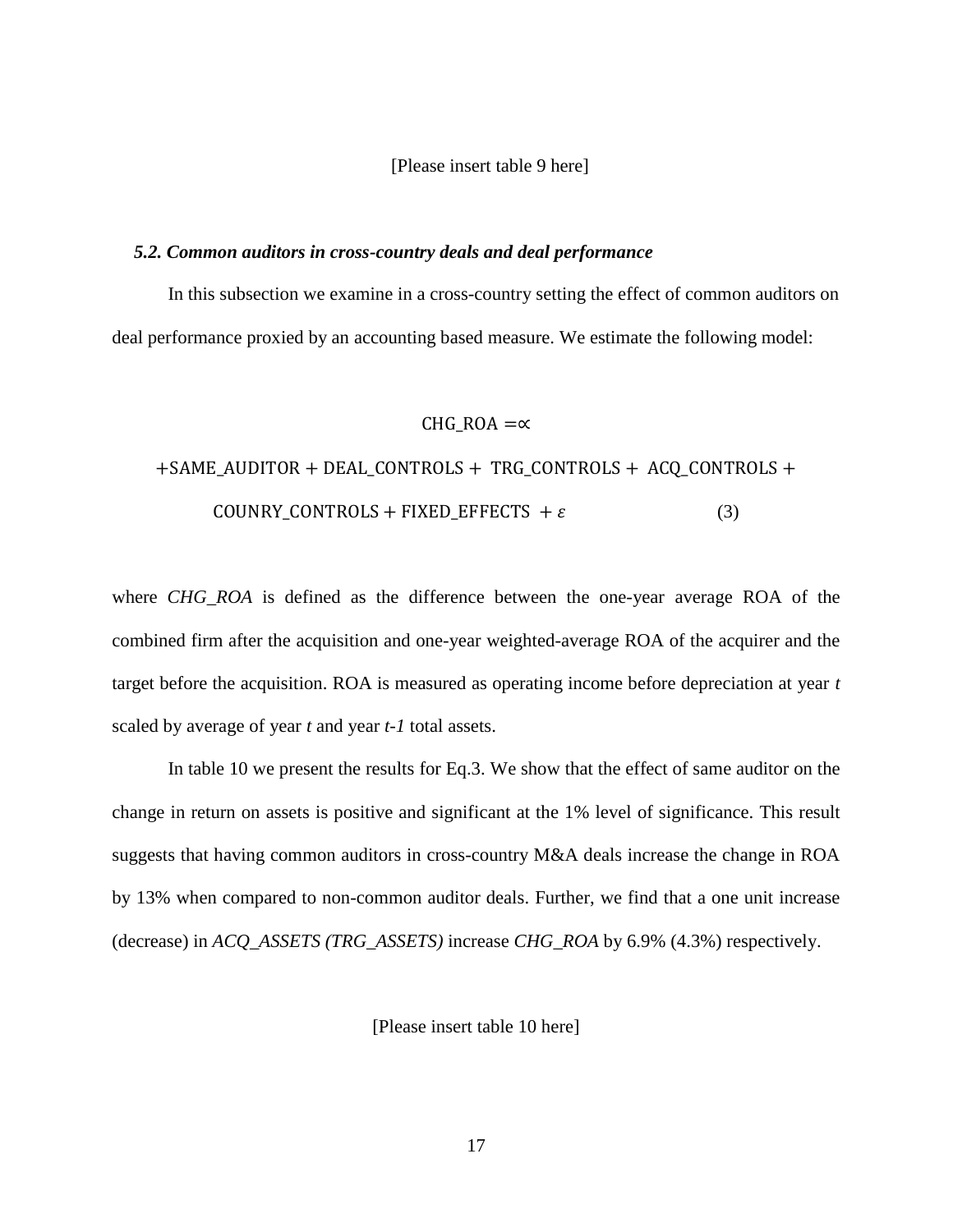[Please insert table 9 here]

### *5.2. Common auditors in cross-country deals and deal performance*

In this subsection we examine in a cross-country setting the effect of common auditors on deal performance proxied by an accounting based measure. We estimate the following model:

$$\text{CHG\_ROA} = \propto + \text{SAME\_AUDITOR} + \text{DEAL\_CONTROLS} + \text{TRG\_CONTROLS} + \text{ACQ\_CONTROLS} + \text{COUNRY\_CONTROLS} + \text{FIXED\_EFFECTS} + \varepsilon \qquad (3)$$

where *CHG_ROA* is defined as the difference between the one-year average ROA of the combined firm after the acquisition and one-year weighted-average ROA of the acquirer and the target before the acquisition. ROA is measured as operating income before depreciation at year *t* scaled by average of year *t* and year *t-1* total assets.

In table 10 we present the results for Eq.3. We show that the effect of same auditor on the change in return on assets is positive and significant at the 1% level of significance. This result suggests that having common auditors in cross-country M&A deals increase the change in ROA by 13% when compared to non-common auditor deals. Further, we find that a one unit increase (decrease) in *ACQ_ASSETS (TRG_ASSETS)* increase *CHG_ROA* by 6.9% (4.3%) respectively.

[Please insert table 10 here]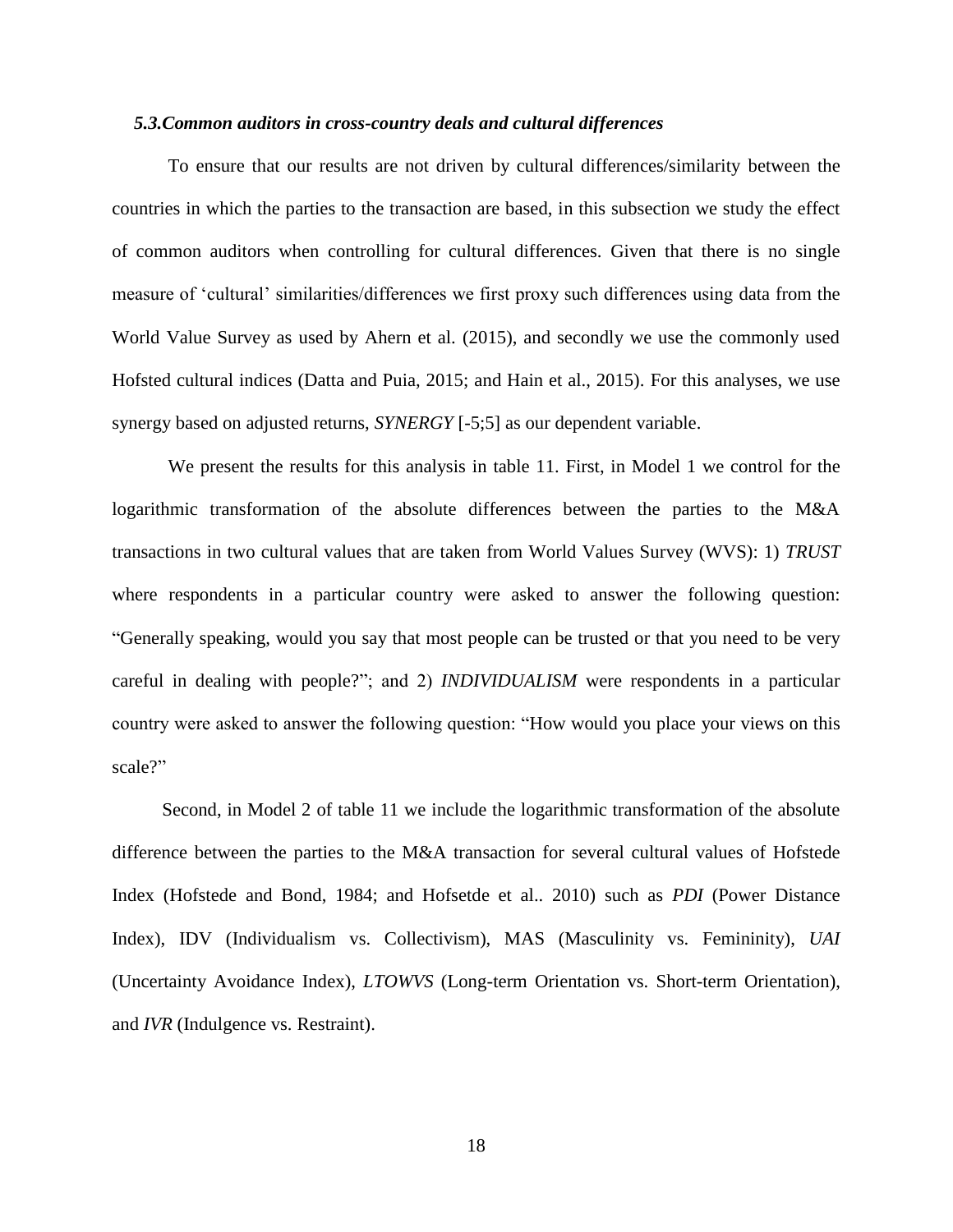### *5.3.Common auditors in cross-country deals and cultural differences*

To ensure that our results are not driven by cultural differences/similarity between the countries in which the parties to the transaction are based, in this subsection we study the effect of common auditors when controlling for cultural differences. Given that there is no single measure of 'cultural' similarities/differences we first proxy such differences using data from the World Value Survey as used by Ahern et al. (2015), and secondly we use the commonly used Hofsted cultural indices (Datta and Puia, 2015; and Hain et al., 2015). For this analyses, we use synergy based on adjusted returns, *SYNERGY* [-5;5] as our dependent variable.

We present the results for this analysis in table 11. First, in Model 1 we control for the logarithmic transformation of the absolute differences between the parties to the M&A transactions in two cultural values that are taken from World Values Survey (WVS): 1) *TRUST* where respondents in a particular country were asked to answer the following question: "Generally speaking, would you say that most people can be trusted or that you need to be very careful in dealing with people?"; and 2) *INDIVIDUALISM* were respondents in a particular country were asked to answer the following question: "How would you place your views on this scale?"

Second, in Model 2 of table 11 we include the logarithmic transformation of the absolute difference between the parties to the M&A transaction for several cultural values of Hofstede Index (Hofstede and Bond, 1984; and Hofsetde et al.. 2010) such as *PDI* (Power Distance Index), IDV (Individualism vs. Collectivism), MAS (Masculinity vs. Femininity), *UAI* (Uncertainty Avoidance Index), *LTOWVS* (Long-term Orientation vs. Short-term Orientation), and *IVR* (Indulgence vs. Restraint).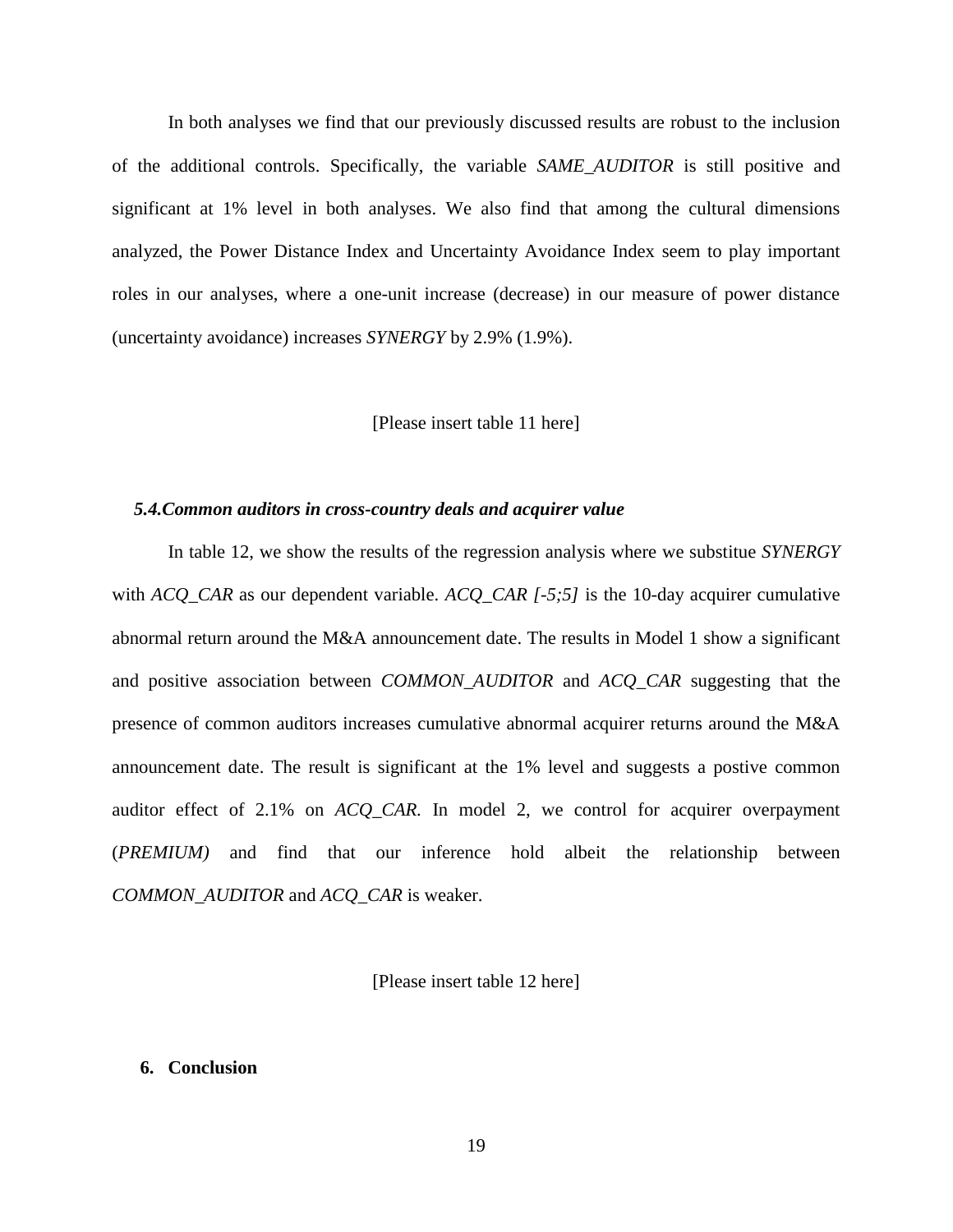In both analyses we find that our previously discussed results are robust to the inclusion of the additional controls. Specifically, the variable *SAME_AUDITOR* is still positive and significant at 1% level in both analyses. We also find that among the cultural dimensions analyzed, the Power Distance Index and Uncertainty Avoidance Index seem to play important roles in our analyses, where a one-unit increase (decrease) in our measure of power distance (uncertainty avoidance) increases *SYNERGY* by 2.9% (1.9%).

[Please insert table 11 here]

### *5.4.Common auditors in cross-country deals and acquirer value*

In table 12, we show the results of the regression analysis where we substitue *SYNERGY* with *ACQ_CAR* as our dependent variable. *ACQ_CAR [-5;5]* is the 10-day acquirer cumulative abnormal return around the M&A announcement date. The results in Model 1 show a significant and positive association between *COMMON_AUDITOR* and *ACQ_CAR* suggesting that the presence of common auditors increases cumulative abnormal acquirer returns around the M&A announcement date. The result is significant at the 1% level and suggests a postive common auditor effect of 2.1% on *ACQ_CAR.* In model 2, we control for acquirer overpayment (*PREMIUM)* and find that our inference hold albeit the relationship between *COMMON_AUDITOR* and *ACQ_CAR* is weaker.

[Please insert table 12 here]

## 6. Conclusion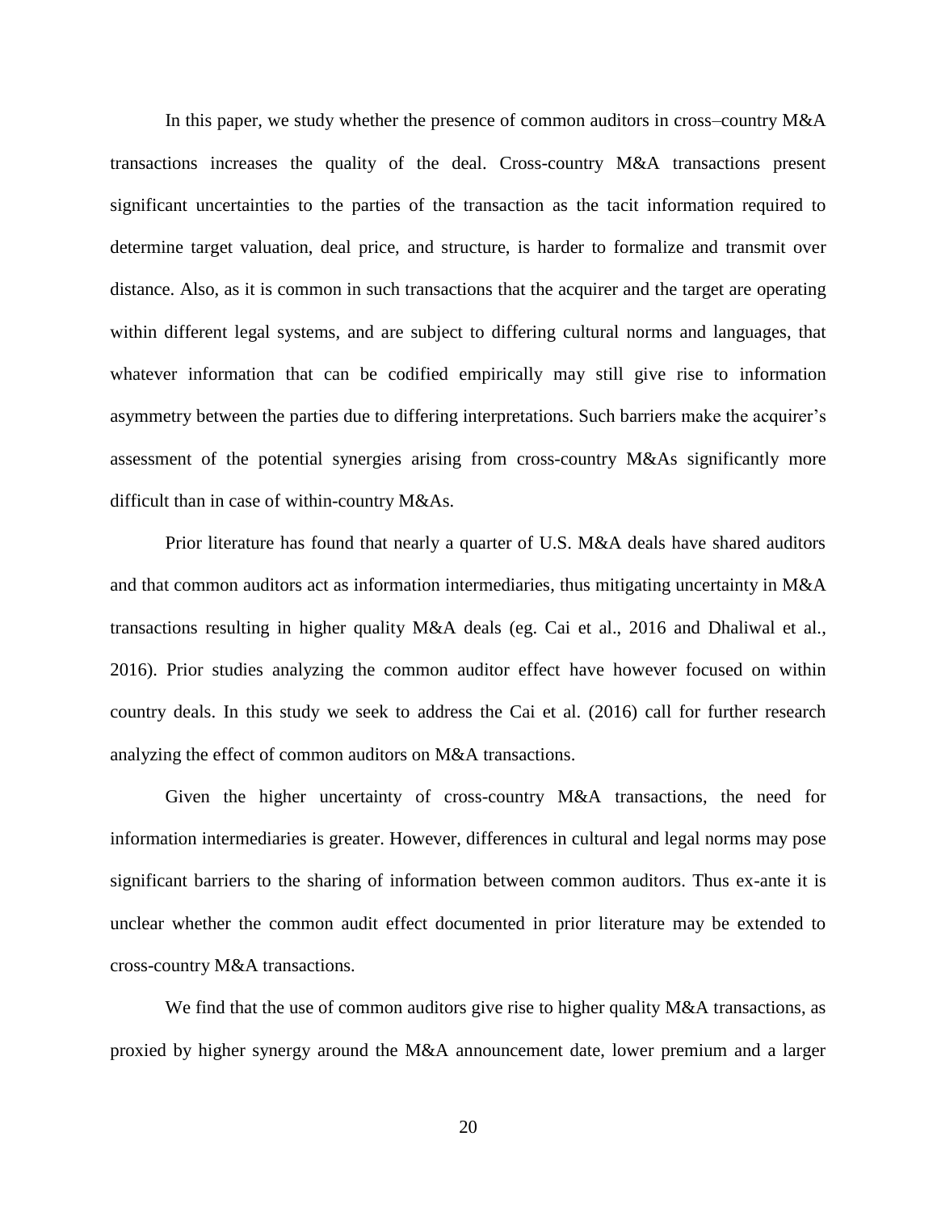In this paper, we study whether the presence of common auditors in cross–country M&A transactions increases the quality of the deal. Cross-country M&A transactions present significant uncertainties to the parties of the transaction as the tacit information required to determine target valuation, deal price, and structure, is harder to formalize and transmit over distance. Also, as it is common in such transactions that the acquirer and the target are operating within different legal systems, and are subject to differing cultural norms and languages, that whatever information that can be codified empirically may still give rise to information asymmetry between the parties due to differing interpretations. Such barriers make the acquirer's assessment of the potential synergies arising from cross-country M&As significantly more difficult than in case of within-country M&As.

Prior literature has found that nearly a quarter of U.S. M&A deals have shared auditors and that common auditors act as information intermediaries, thus mitigating uncertainty in M&A transactions resulting in higher quality M&A deals (eg. Cai et al., 2016 and Dhaliwal et al., 2016). Prior studies analyzing the common auditor effect have however focused on within country deals. In this study we seek to address the Cai et al. (2016) call for further research analyzing the effect of common auditors on M&A transactions.

Given the higher uncertainty of cross-country M&A transactions, the need for information intermediaries is greater. However, differences in cultural and legal norms may pose significant barriers to the sharing of information between common auditors. Thus ex-ante it is unclear whether the common audit effect documented in prior literature may be extended to cross-country M&A transactions.

We find that the use of common auditors give rise to higher quality M&A transactions, as proxied by higher synergy around the M&A announcement date, lower premium and a larger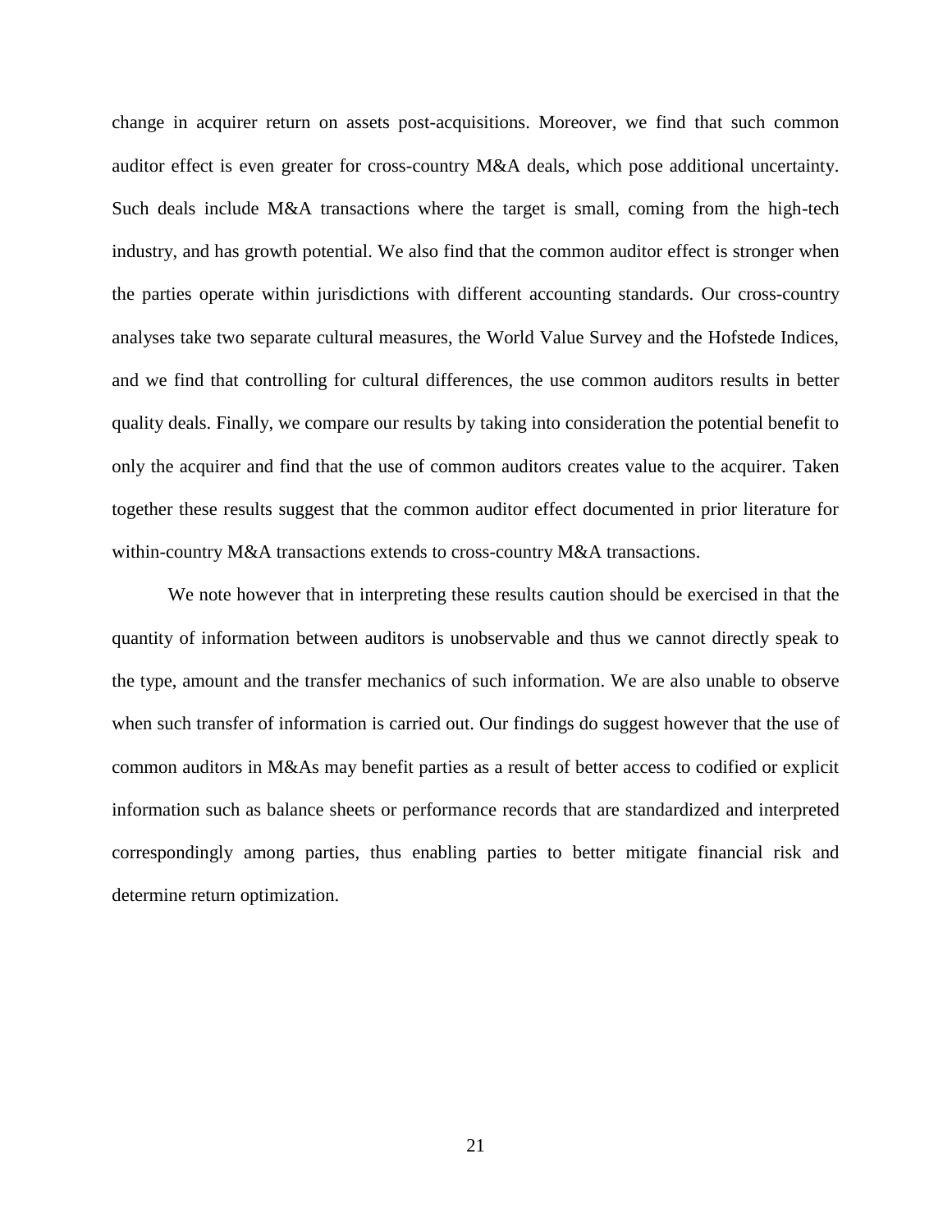change in acquirer return on assets post-acquisitions. Moreover, we find that such common auditor effect is even greater for cross-country M&A deals, which pose additional uncertainty. Such deals include M&A transactions where the target is small, coming from the high-tech industry, and has growth potential. We also find that the common auditor effect is stronger when the parties operate within jurisdictions with different accounting standards. Our cross-country analyses take two separate cultural measures, the World Value Survey and the Hofstede Indices, and we find that controlling for cultural differences, the use common auditors results in better quality deals. Finally, we compare our results by taking into consideration the potential benefit to only the acquirer and find that the use of common auditors creates value to the acquirer. Taken together these results suggest that the common auditor effect documented in prior literature for within-country M&A transactions extends to cross-country M&A transactions.

We note however that in interpreting these results caution should be exercised in that the quantity of information between auditors is unobservable and thus we cannot directly speak to the type, amount and the transfer mechanics of such information. We are also unable to observe when such transfer of information is carried out. Our findings do suggest however that the use of common auditors in M&As may benefit parties as a result of better access to codified or explicit information such as balance sheets or performance records that are standardized and interpreted correspondingly among parties, thus enabling parties to better mitigate financial risk and determine return optimization.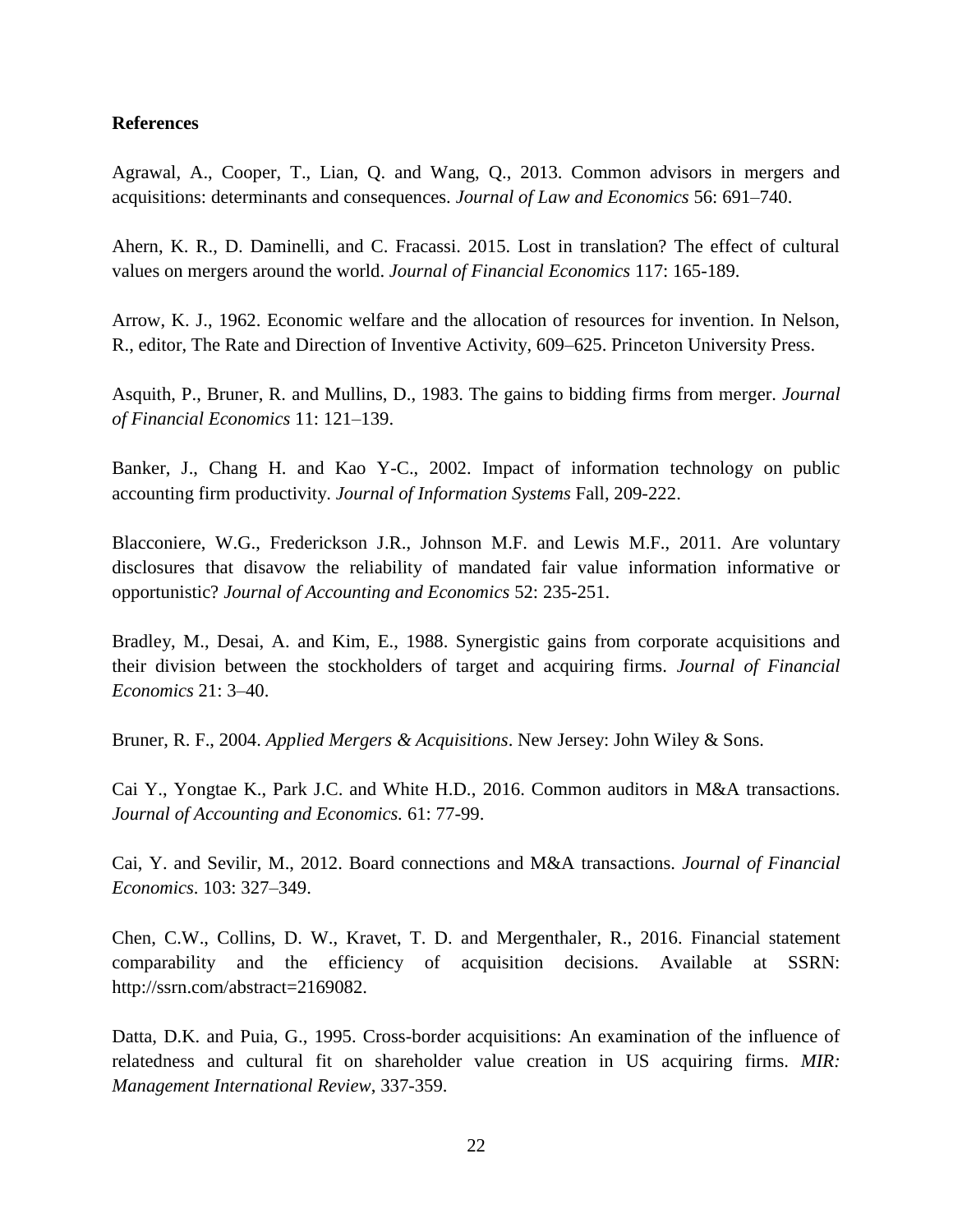**References**

Agrawal, A., Cooper, T., Lian, Q. and Wang, Q., 2013. Common advisors in mergers and acquisitions: determinants and consequences. *Journal of Law and Economics* 56: 691–740.

Ahern, K. R., D. Daminelli, and C. Fracassi. 2015. Lost in translation? The effect of cultural values on mergers around the world. *Journal of Financial Economics* 117: 165-189.

Arrow, K. J., 1962. Economic welfare and the allocation of resources for invention. In Nelson, R., editor, The Rate and Direction of Inventive Activity, 609–625. Princeton University Press.

Asquith, P., Bruner, R. and Mullins, D., 1983. The gains to bidding firms from merger. *Journal of Financial Economics* 11: 121–139.

Banker, J., Chang H. and Kao Y-C., 2002. Impact of information technology on public accounting firm productivity. *Journal of Information Systems* Fall, 209-222.

Blacconiere, W.G., Frederickson J.R., Johnson M.F. and Lewis M.F., 2011. Are voluntary disclosures that disavow the reliability of mandated fair value information informative or opportunistic? *Journal of Accounting and Economics* 52: 235-251.

Bradley, M., Desai, A. and Kim, E., 1988. Synergistic gains from corporate acquisitions and their division between the stockholders of target and acquiring firms. *Journal of Financial Economics* 21: 3–40.

Bruner, R. F., 2004. *Applied Mergers & Acquisitions*. New Jersey: John Wiley & Sons.

Cai Y., Yongtae K., Park J.C. and White H.D., 2016. Common auditors in M&A transactions. *Journal of Accounting and Economics.* 61: 77-99.

Cai, Y. and Sevilir, M., 2012. Board connections and M&A transactions. *Journal of Financial Economics*. 103: 327–349.

Chen, C.W., Collins, D. W., Kravet, T. D. and Mergenthaler, R., 2016. Financial statement comparability and the efficiency of acquisition decisions. Available at SSRN: http://ssrn.com/abstract=2169082.

Datta, D.K. and Puia, G., 1995. Cross-border acquisitions: An examination of the influence of relatedness and cultural fit on shareholder value creation in US acquiring firms. *MIR: Management International Review*, 337-359.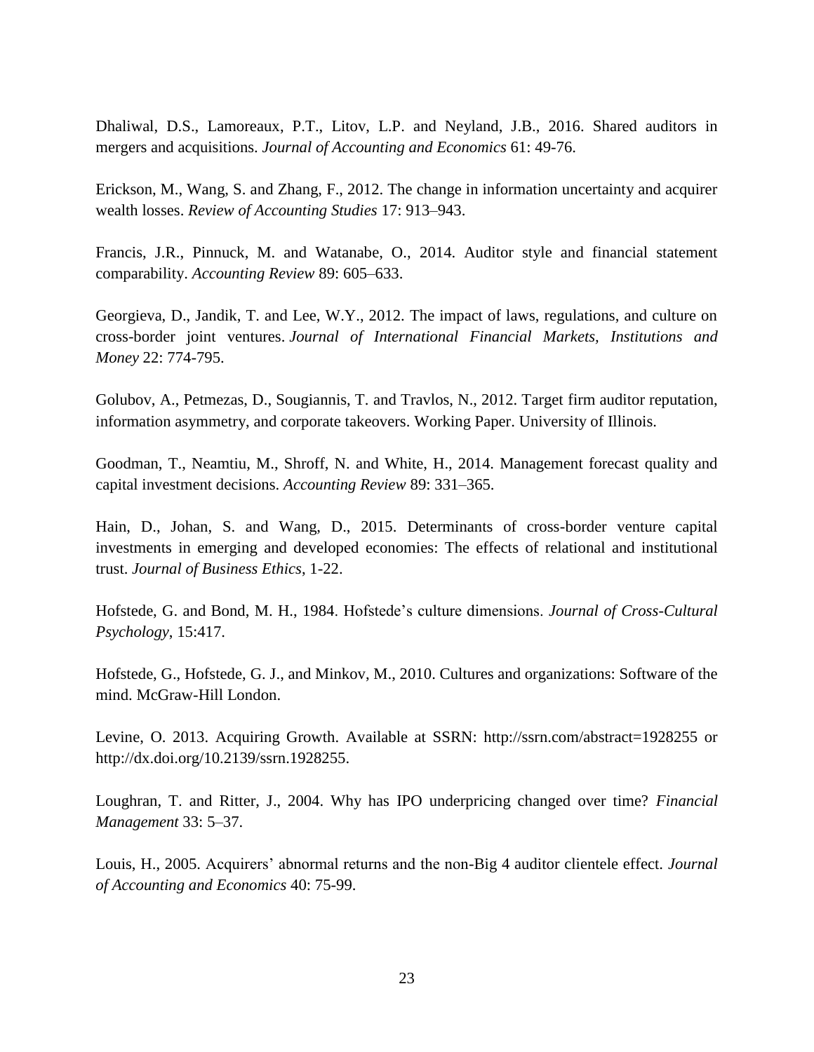Dhaliwal, D.S., Lamoreaux, P.T., Litov, L.P. and Neyland, J.B., 2016. Shared auditors in mergers and acquisitions. *Journal of Accounting and Economics* 61: 49-76.

Erickson, M., Wang, S. and Zhang, F., 2012. The change in information uncertainty and acquirer wealth losses. *Review of Accounting Studies* 17: 913–943.

Francis, J.R., Pinnuck, M. and Watanabe, O., 2014. Auditor style and financial statement comparability. *Accounting Review* 89: 605–633.

Georgieva, D., Jandik, T. and Lee, W.Y., 2012. The impact of laws, regulations, and culture on cross-border joint ventures. *Journal of International Financial Markets, Institutions and Money* 22: 774-795.

Golubov, A., Petmezas, D., Sougiannis, T. and Travlos, N., 2012. Target firm auditor reputation, information asymmetry, and corporate takeovers. Working Paper. University of Illinois.

Goodman, T., Neamtiu, M., Shroff, N. and White, H., 2014. Management forecast quality and capital investment decisions. *Accounting Review* 89: 331–365.

Hain, D., Johan, S. and Wang, D., 2015. Determinants of cross-border venture capital investments in emerging and developed economies: The effects of relational and institutional trust. *Journal of Business Ethics*, 1-22.

Hofstede, G. and Bond, M. H., 1984. Hofstede's culture dimensions. *Journal of Cross-Cultural Psychology*, 15:417.

Hofstede, G., Hofstede, G. J., and Minkov, M., 2010. Cultures and organizations: Software of the mind. McGraw-Hill London.

Levine, O. 2013. Acquiring Growth. Available at SSRN: http://ssrn.com/abstract=1928255 or http://dx.doi.org/10.2139/ssrn.1928255.

Loughran, T. and Ritter, J., 2004. Why has IPO underpricing changed over time? *Financial Management* 33: 5–37.

Louis, H., 2005. Acquirers' abnormal returns and the non-Big 4 auditor clientele effect. *Journal of Accounting and Economics* 40: 75-99.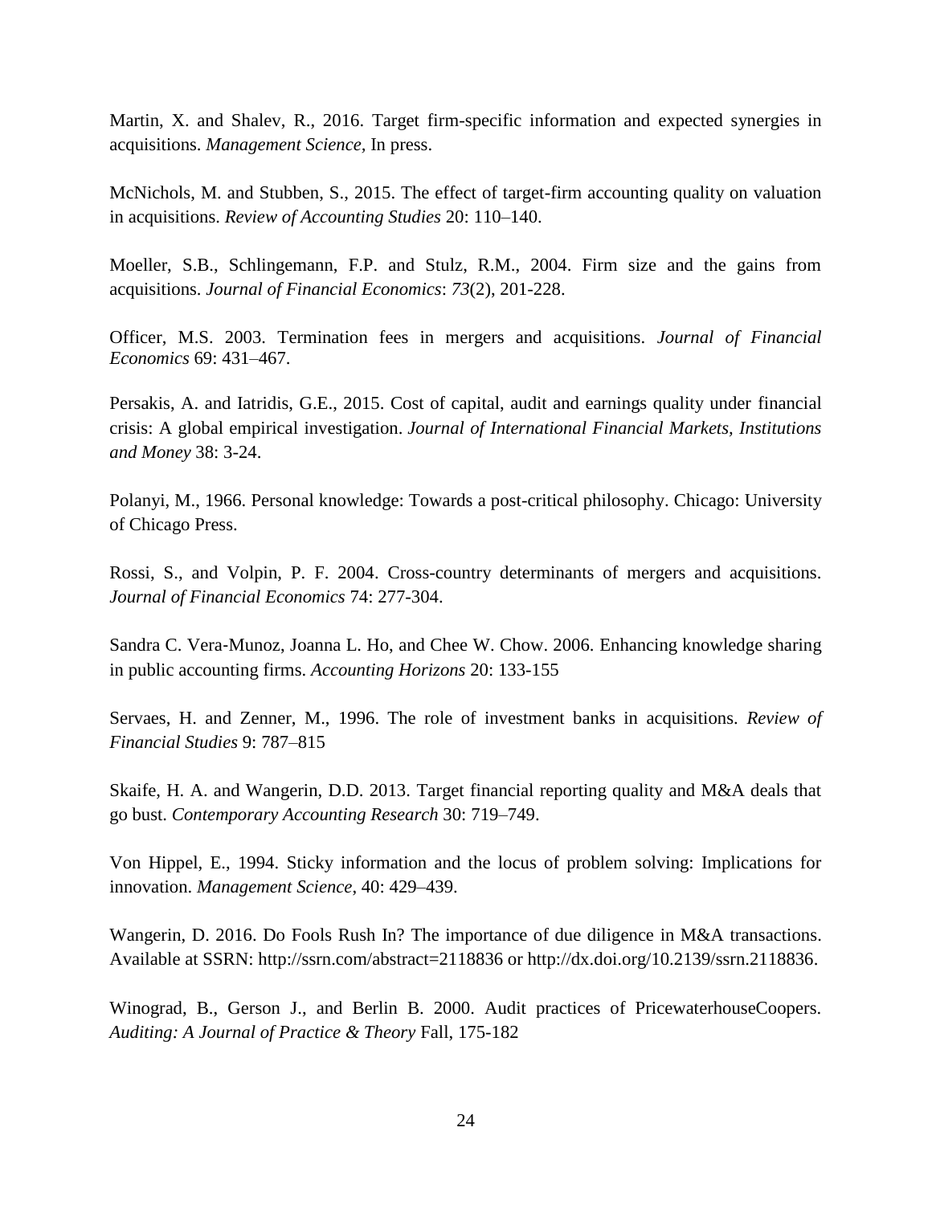Martin, X. and Shalev, R., 2016. Target firm-specific information and expected synergies in acquisitions. *Management Science,* In press.

McNichols, M. and Stubben, S., 2015. The effect of target-firm accounting quality on valuation in acquisitions. *Review of Accounting Studies* 20: 110–140.

Moeller, S.B., Schlingemann, F.P. and Stulz, R.M., 2004. Firm size and the gains from acquisitions. *Journal of Financial Economics*: *73*(2), 201-228.

Officer, M.S. 2003. Termination fees in mergers and acquisitions. *Journal of Financial Economics* 69: 431–467.

Persakis, A. and Iatridis, G.E., 2015. Cost of capital, audit and earnings quality under financial crisis: A global empirical investigation. *Journal of International Financial Markets, Institutions and Money* 38: 3-24.

Polanyi, M., 1966. Personal knowledge: Towards a post-critical philosophy. Chicago: University of Chicago Press.

Rossi, S., and Volpin, P. F. 2004. Cross-country determinants of mergers and acquisitions. *Journal of Financial Economics* 74: 277-304.

Sandra C. Vera-Munoz, Joanna L. Ho, and Chee W. Chow. 2006. Enhancing knowledge sharing in public accounting firms. *Accounting Horizons* 20: 133-155

Servaes, H. and Zenner, M., 1996. The role of investment banks in acquisitions. *Review of Financial Studies* 9: 787–815

Skaife, H. A. and Wangerin, D.D. 2013. Target financial reporting quality and M&A deals that go bust. *Contemporary Accounting Research* 30: 719–749.

Von Hippel, E., 1994. Sticky information and the locus of problem solving: Implications for innovation. *Management Science*, 40: 429–439.

Wangerin, D. 2016. Do Fools Rush In? The importance of due diligence in M&A transactions. Available at SSRN: http://ssrn.com/abstract=2118836 or http://dx.doi.org/10.2139/ssrn.2118836.

Winograd, B., Gerson J., and Berlin B. 2000. Audit practices of PricewaterhouseCoopers. *Auditing: A Journal of Practice & Theory* Fall, 175-182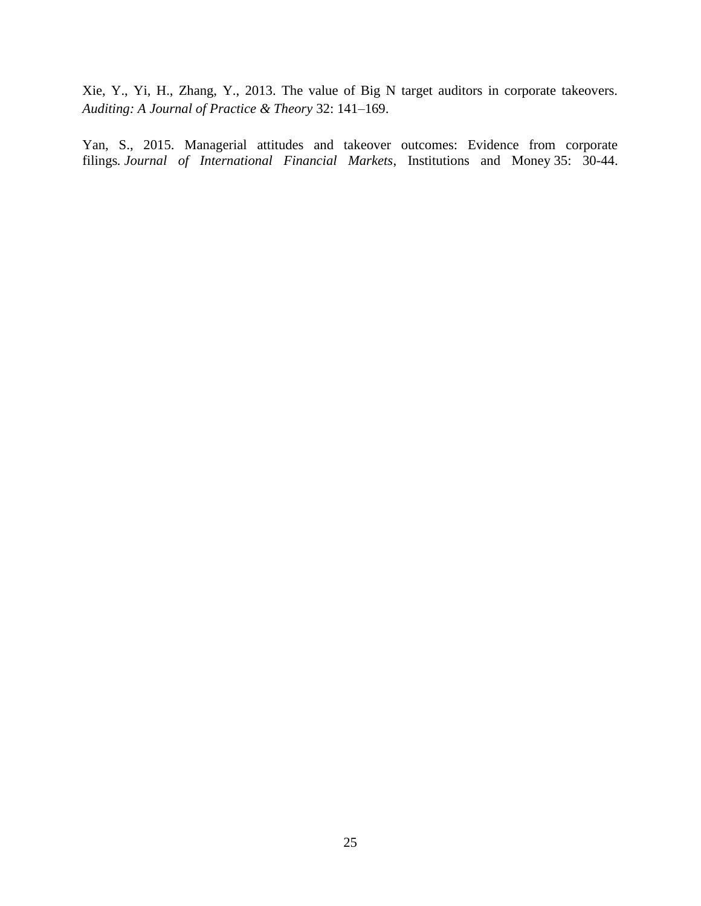Xie, Y., Yi, H., Zhang, Y., 2013. The value of Big N target auditors in corporate takeovers. *Auditing: A Journal of Practice & Theory* 32: 141–169.

Yan, S., 2015. Managerial attitudes and takeover outcomes: Evidence from corporate filings. *Journal of International Financial Markets*, Institutions and Money 35: 30-44.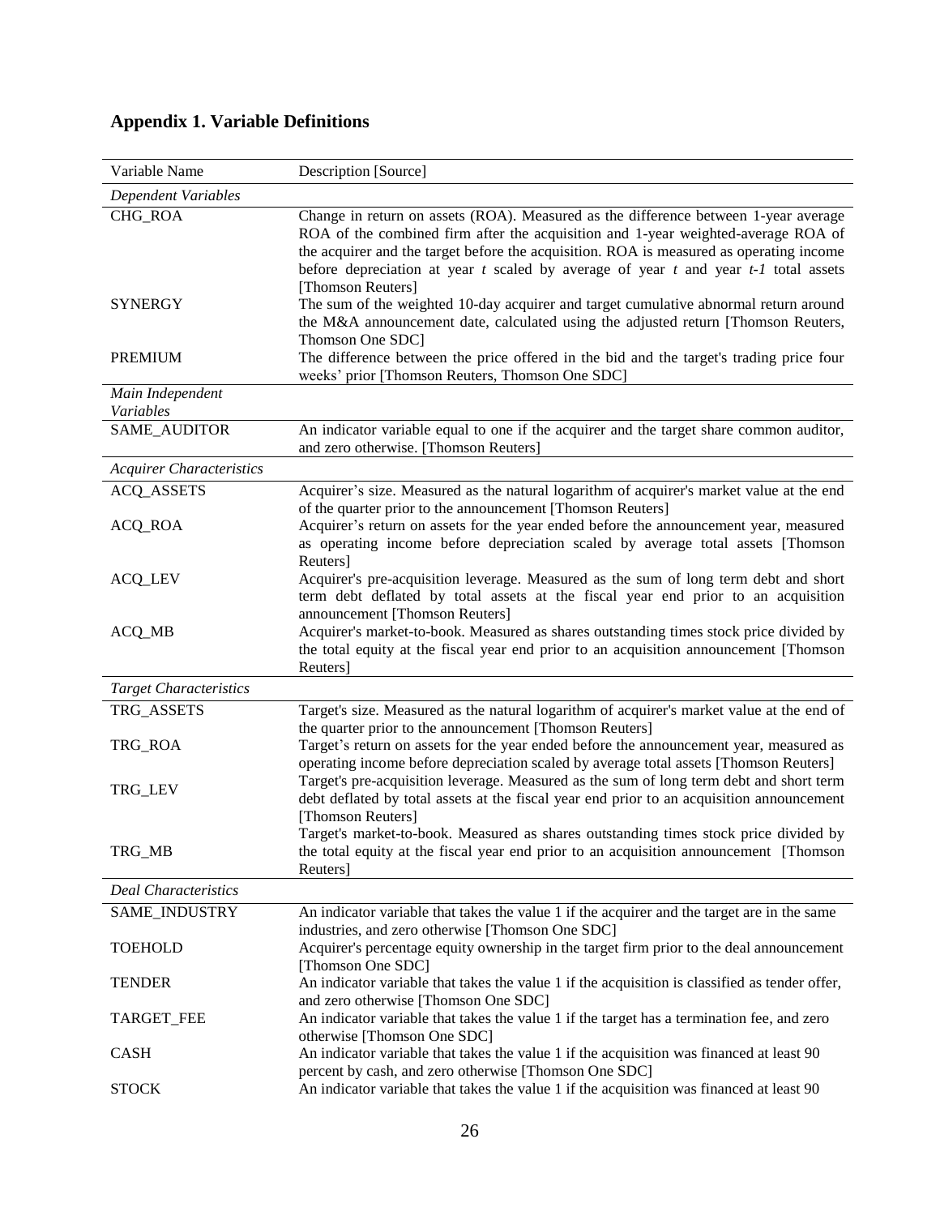## Appendix 1. Variable Definitions

| Variable Name | Description [Source] |
|---|---|
| *Dependent Variables* | |
| CHG_ROA | Change in return on assets (ROA). Measured as the difference between 1-year average ROA of the combined firm after the acquisition and 1-year weighted-average ROA of the acquirer and the target before the acquisition. ROA is measured as operating income before depreciation at year *t* scaled by average of year *t* and year *t-1* total assets [Thomson Reuters] |
| SYNERGY | The sum of the weighted 10-day acquirer and target cumulative abnormal return around the M&A announcement date, calculated using the adjusted return [Thomson Reuters, Thomson One SDC] |
| PREMIUM | The difference between the price offered in the bid and the target's trading price four weeks' prior [Thomson Reuters, Thomson One SDC] |
| *Main Independent Variables* | |
| SAME_AUDITOR | An indicator variable equal to one if the acquirer and the target share common auditor, and zero otherwise. [Thomson Reuters] |
| *Acquirer Characteristics* | |
| ACQ_ASSETS | Acquirer's size. Measured as the natural logarithm of acquirer's market value at the end of the quarter prior to the announcement [Thomson Reuters] |
| ACQ_ROA | Acquirer's return on assets for the year ended before the announcement year, measured as operating income before depreciation scaled by average total assets [Thomson Reuters] |
| ACQ_LEV | Acquirer's pre-acquisition leverage. Measured as the sum of long term debt and short term debt deflated by total assets at the fiscal year end prior to an acquisition announcement [Thomson Reuters] |
| ACQ_MB | Acquirer's market-to-book. Measured as shares outstanding times stock price divided by the total equity at the fiscal year end prior to an acquisition announcement [Thomson Reuters] |
| *Target Characteristics* | |
| TRG_ASSETS | Target's size. Measured as the natural logarithm of acquirer's market value at the end of the quarter prior to the announcement [Thomson Reuters] |
| TRG_ROA | Target's return on assets for the year ended before the announcement year, measured as operating income before depreciation scaled by average total assets [Thomson Reuters] |
| TRG_LEV | Target's pre-acquisition leverage. Measured as the sum of long term debt and short term debt deflated by total assets at the fiscal year end prior to an acquisition announcement [Thomson Reuters] |
| TRG_MB | Target's market-to-book. Measured as shares outstanding times stock price divided by the total equity at the fiscal year end prior to an acquisition announcement [Thomson Reuters] |
| *Deal Characteristics* | |
| SAME_INDUSTRY | An indicator variable that takes the value 1 if the acquirer and the target are in the same industries, and zero otherwise [Thomson One SDC] |
| TOEHOLD | Acquirer's percentage equity ownership in the target firm prior to the deal announcement [Thomson One SDC] |
| TENDER | An indicator variable that takes the value 1 if the acquisition is classified as tender offer, and zero otherwise [Thomson One SDC] |
| TARGET_FEE | An indicator variable that takes the value 1 if the target has a termination fee, and zero otherwise [Thomson One SDC] |
| CASH | An indicator variable that takes the value 1 if the acquisition was financed at least 90 percent by cash, and zero otherwise [Thomson One SDC] |
| STOCK | An indicator variable that takes the value 1 if the acquisition was financed at least 90 |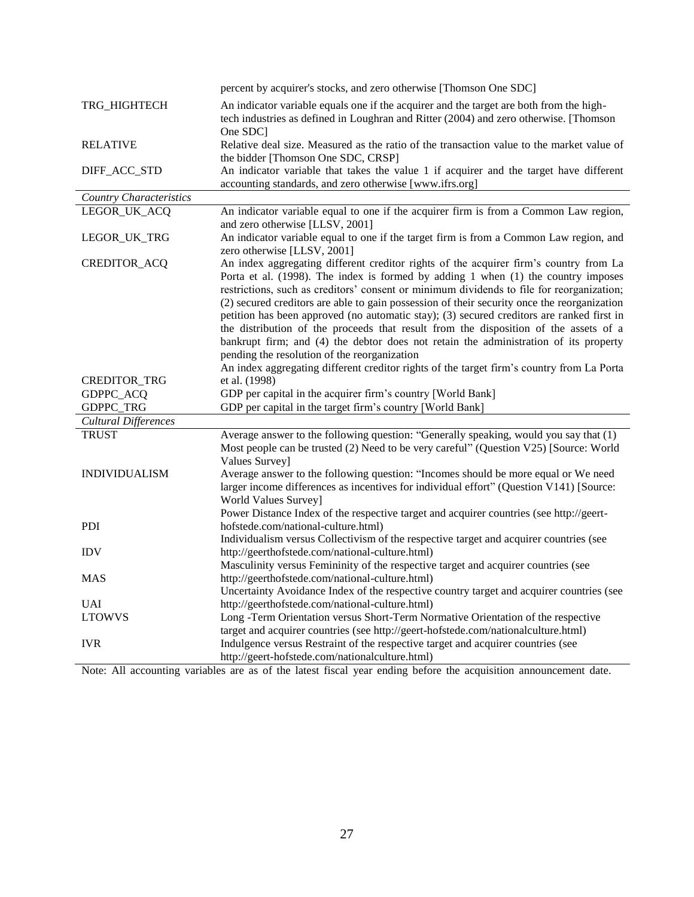| | |
|---|---|
| | percent by acquirer's stocks, and zero otherwise [Thomson One SDC] |
| TRG_HIGHTECH | An indicator variable equals one if the acquirer and the target are both from the high-tech industries as defined in Loughran and Ritter (2004) and zero otherwise. [Thomson One SDC] |
| RELATIVE | Relative deal size. Measured as the ratio of the transaction value to the market value of the bidder [Thomson One SDC, CRSP] |
| DIFF_ACC_STD | An indicator variable that takes the value 1 if acquirer and the target have different accounting standards, and zero otherwise [www.ifrs.org] |
| *Country Characteristics* | |
| LEGOR_UK_ACQ | An indicator variable equal to one if the acquirer firm is from a Common Law region, and zero otherwise [LLSV, 2001] |
| LEGOR_UK_TRG | An indicator variable equal to one if the target firm is from a Common Law region, and zero otherwise [LLSV, 2001] |
| CREDITOR_ACQ | An index aggregating different creditor rights of the acquirer firm's country from La Porta et al. (1998). The index is formed by adding 1 when (1) the country imposes restrictions, such as creditors' consent or minimum dividends to file for reorganization; (2) secured creditors are able to gain possession of their security once the reorganization petition has been approved (no automatic stay); (3) secured creditors are ranked first in the distribution of the proceeds that result from the disposition of the assets of a bankrupt firm; and (4) the debtor does not retain the administration of its property pending the resolution of the reorganization |
| CREDITOR_TRG | An index aggregating different creditor rights of the target firm's country from La Porta et al. (1998) |
| GDPPC_ACQ | GDP per capital in the acquirer firm's country [World Bank] |
| GDPPC_TRG | GDP per capital in the target firm's country [World Bank] |
| *Cultural Differences* | |
| TRUST | Average answer to the following question: "Generally speaking, would you say that (1) Most people can be trusted (2) Need to be very careful" (Question V25) [Source: World Values Survey] |
| INDIVIDUALISM | Average answer to the following question: "Incomes should be more equal or We need larger income differences as incentives for individual effort" (Question V141) [Source: World Values Survey] |
| PDI | Power Distance Index of the respective target and acquirer countries (see http://geert-hofstede.com/national-culture.html) |
| IDV | Individualism versus Collectivism of the respective target and acquirer countries (see http://geerthofstede.com/national-culture.html) |
| MAS | Masculinity versus Femininity of the respective target and acquirer countries (see http://geerthofstede.com/national-culture.html) |
| UAI | Uncertainty Avoidance Index of the respective country target and acquirer countries (see http://geerthofstede.com/national-culture.html) |
| LTOWVS | Long -Term Orientation versus Short-Term Normative Orientation of the respective target and acquirer countries (see http://geert-hofstede.com/nationalculture.html) |
| IVR | Indulgence versus Restraint of the respective target and acquirer countries (see http://geert-hofstede.com/nationalculture.html) |

Note: All accounting variables are as of the latest fiscal year ending before the acquisition announcement date.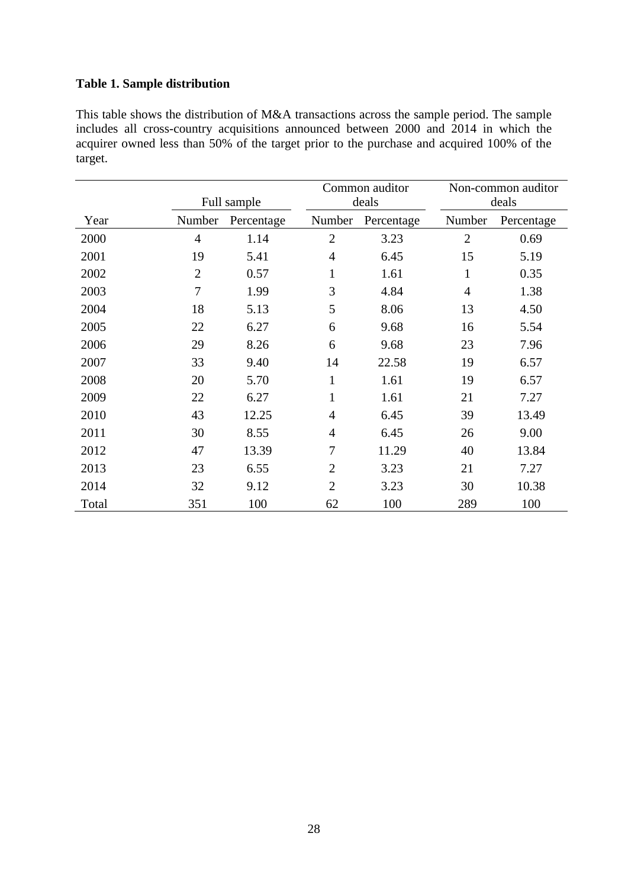**Table 1. Sample distribution**

This table shows the distribution of M&A transactions across the sample period. The sample includes all cross-country acquisitions announced between 2000 and 2014 in which the acquirer owned less than 50% of the target prior to the purchase and acquired 100% of the target.

| | Full sample | | Common auditor deals | | Non-common auditor deals | |
|---|---|---|---|---|---|---|
| Year | Number | Percentage | Number | Percentage | Number | Percentage |
| 2000 | 4 | 1.14 | 2 | 3.23 | 2 | 0.69 |
| 2001 | 19 | 5.41 | 4 | 6.45 | 15 | 5.19 |
| 2002 | 2 | 0.57 | 1 | 1.61 | 1 | 0.35 |
| 2003 | 7 | 1.99 | 3 | 4.84 | 4 | 1.38 |
| 2004 | 18 | 5.13 | 5 | 8.06 | 13 | 4.50 |
| 2005 | 22 | 6.27 | 6 | 9.68 | 16 | 5.54 |
| 2006 | 29 | 8.26 | 6 | 9.68 | 23 | 7.96 |
| 2007 | 33 | 9.40 | 14 | 22.58 | 19 | 6.57 |
| 2008 | 20 | 5.70 | 1 | 1.61 | 19 | 6.57 |
| 2009 | 22 | 6.27 | 1 | 1.61 | 21 | 7.27 |
| 2010 | 43 | 12.25 | 4 | 6.45 | 39 | 13.49 |
| 2011 | 30 | 8.55 | 4 | 6.45 | 26 | 9.00 |
| 2012 | 47 | 13.39 | 7 | 11.29 | 40 | 13.84 |
| 2013 | 23 | 6.55 | 2 | 3.23 | 21 | 7.27 |
| 2014 | 32 | 9.12 | 2 | 3.23 | 30 | 10.38 |
| Total | 351 | 100 | 62 | 100 | 289 | 100 |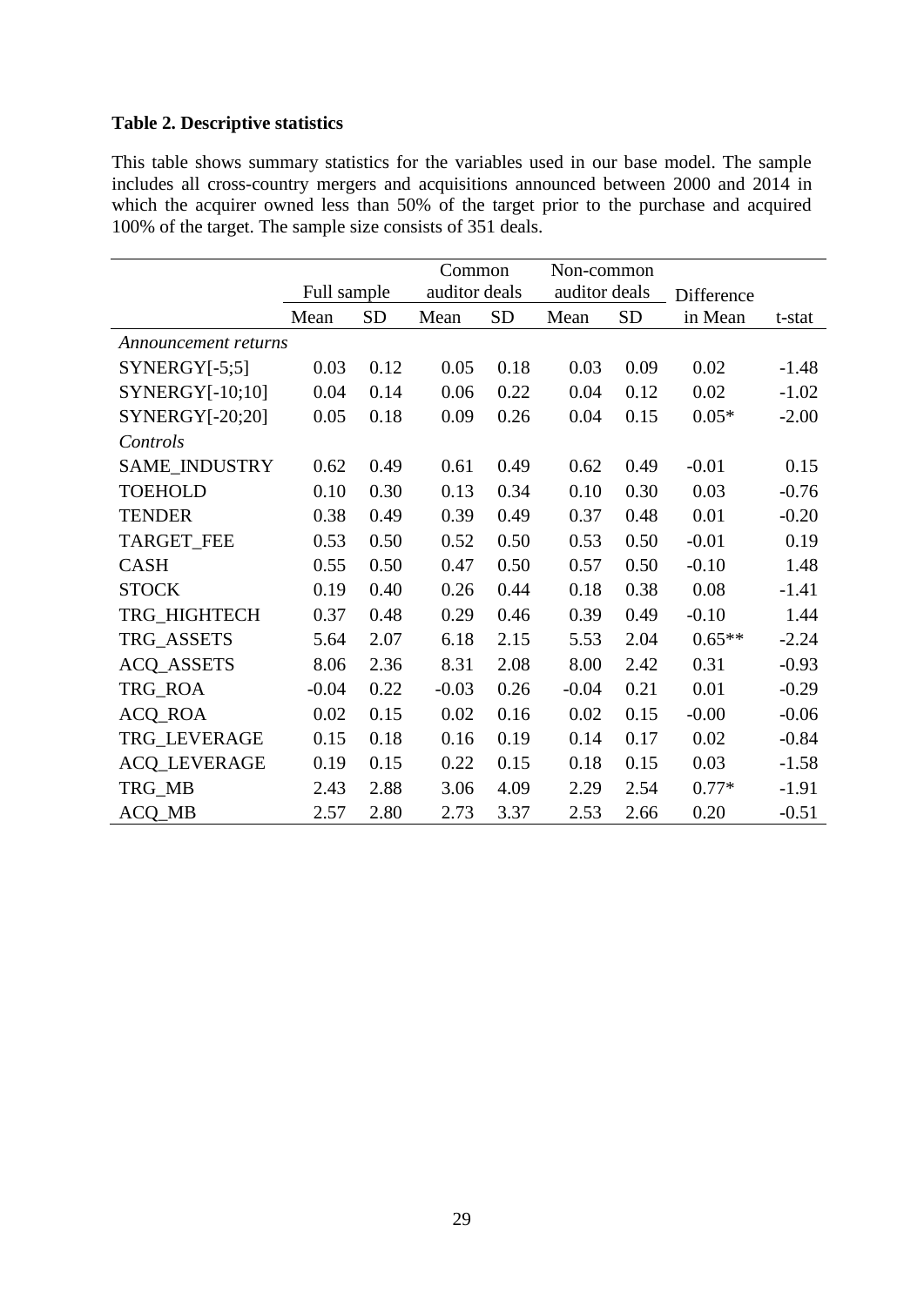**Table 2. Descriptive statistics**

This table shows summary statistics for the variables used in our base model. The sample includes all cross-country mergers and acquisitions announced between 2000 and 2014 in which the acquirer owned less than 50% of the target prior to the purchase and acquired 100% of the target. The sample size consists of 351 deals.

| | Full sample | | Common auditor deals | | Non-common auditor deals | | Difference | |
|---|---|---|---|---|---|---|---|---|
| | Mean | SD | Mean | SD | Mean | SD | in Mean | t-stat |
| *Announcement returns* | | | | | | | | |
| SYNERGY[-5;5] | 0.03 | 0.12 | 0.05 | 0.18 | 0.03 | 0.09 | 0.02 | -1.48 |
| SYNERGY[-10;10] | 0.04 | 0.14 | 0.06 | 0.22 | 0.04 | 0.12 | 0.02 | -1.02 |
| SYNERGY[-20;20] | 0.05 | 0.18 | 0.09 | 0.26 | 0.04 | 0.15 | 0.05* | -2.00 |
| *Controls* | | | | | | | | |
| SAME_INDUSTRY | 0.62 | 0.49 | 0.61 | 0.49 | 0.62 | 0.49 | -0.01 | 0.15 |
| TOEHOLD | 0.10 | 0.30 | 0.13 | 0.34 | 0.10 | 0.30 | 0.03 | -0.76 |
| TENDER | 0.38 | 0.49 | 0.39 | 0.49 | 0.37 | 0.48 | 0.01 | -0.20 |
| TARGET_FEE | 0.53 | 0.50 | 0.52 | 0.50 | 0.53 | 0.50 | -0.01 | 0.19 |
| CASH | 0.55 | 0.50 | 0.47 | 0.50 | 0.57 | 0.50 | -0.10 | 1.48 |
| STOCK | 0.19 | 0.40 | 0.26 | 0.44 | 0.18 | 0.38 | 0.08 | -1.41 |
| TRG_HIGHTECH | 0.37 | 0.48 | 0.29 | 0.46 | 0.39 | 0.49 | -0.10 | 1.44 |
| TRG_ASSETS | 5.64 | 2.07 | 6.18 | 2.15 | 5.53 | 2.04 | 0.65** | -2.24 |
| ACQ_ASSETS | 8.06 | 2.36 | 8.31 | 2.08 | 8.00 | 2.42 | 0.31 | -0.93 |
| TRG_ROA | -0.04 | 0.22 | -0.03 | 0.26 | -0.04 | 0.21 | 0.01 | -0.29 |
| ACQ_ROA | 0.02 | 0.15 | 0.02 | 0.16 | 0.02 | 0.15 | -0.00 | -0.06 |
| TRG_LEVERAGE | 0.15 | 0.18 | 0.16 | 0.19 | 0.14 | 0.17 | 0.02 | -0.84 |
| ACQ_LEVERAGE | 0.19 | 0.15 | 0.22 | 0.15 | 0.18 | 0.15 | 0.03 | -1.58 |
| TRG_MB | 2.43 | 2.88 | 3.06 | 4.09 | 2.29 | 2.54 | 0.77* | -1.91 |
| ACQ_MB | 2.57 | 2.80 | 2.73 | 3.37 | 2.53 | 2.66 | 0.20 | -0.51 |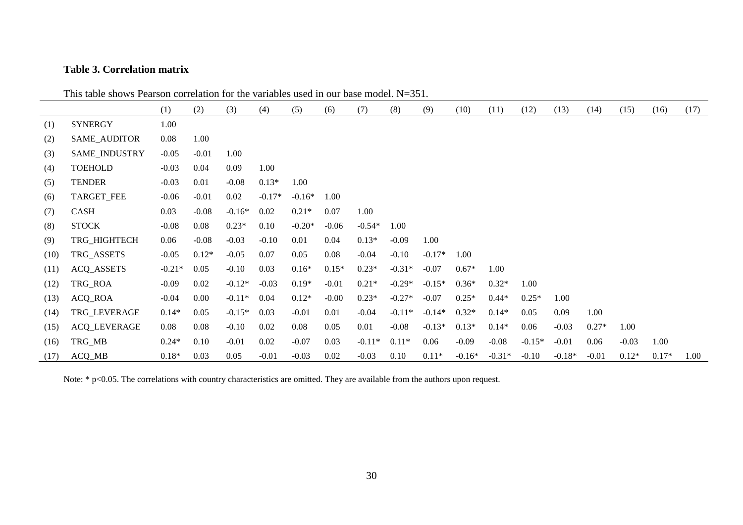**Table 3. Correlation matrix**

This table shows Pearson correlation for the variables used in our base model. N=351.

| | | (1) | (2) | (3) | (4) | (5) | (6) | (7) | (8) | (9) | (10) | (11) | (12) | (13) | (14) | (15) | (16) | (17) |
|---|---|---|---|---|---|---|---|---|---|---|---|---|---|---|---|---|---|---|
| (1) | SYNERGY | 1.00 | | | | | | | | | | | | | | | | |
| (2) | SAME_AUDITOR | 0.08 | 1.00 | | | | | | | | | | | | | | | |
| (3) | SAME_INDUSTRY | -0.05 | -0.01 | 1.00 | | | | | | | | | | | | | | |
| (4) | TOEHOLD | -0.03 | 0.04 | 0.09 | 1.00 | | | | | | | | | | | | | |
| (5) | TENDER | -0.03 | 0.01 | -0.08 | 0.13* | 1.00 | | | | | | | | | | | | |
| (6) | TARGET_FEE | -0.06 | -0.01 | 0.02 | -0.17* | -0.16* | 1.00 | | | | | | | | | | | |
| (7) | CASH | 0.03 | -0.08 | -0.16* | 0.02 | 0.21* | 0.07 | 1.00 | | | | | | | | | | |
| (8) | STOCK | -0.08 | 0.08 | 0.23* | 0.10 | -0.20* | -0.06 | -0.54* | 1.00 | | | | | | | | | |
| (9) | TRG_HIGHTECH | 0.06 | -0.08 | -0.03 | -0.10 | 0.01 | 0.04 | 0.13* | -0.09 | 1.00 | | | | | | | | |
| (10) | TRG_ASSETS | -0.05 | 0.12* | -0.05 | 0.07 | 0.05 | 0.08 | -0.04 | -0.10 | -0.17* | 1.00 | | | | | | | |
| (11) | ACQ_ASSETS | -0.21* | 0.05 | -0.10 | 0.03 | 0.16* | 0.15* | 0.23* | -0.31* | -0.07 | 0.67* | 1.00 | | | | | | |
| (12) | TRG_ROA | -0.09 | 0.02 | -0.12* | -0.03 | 0.19* | -0.01 | 0.21* | -0.29* | -0.15* | 0.36* | 0.32* | 1.00 | | | | | |
| (13) | ACQ_ROA | -0.04 | 0.00 | -0.11* | 0.04 | 0.12* | -0.00 | 0.23* | -0.27* | -0.07 | 0.25* | 0.44* | 0.25* | 1.00 | | | | |
| (14) | TRG_LEVERAGE | 0.14* | 0.05 | -0.15* | 0.03 | -0.01 | 0.01 | -0.04 | -0.11* | -0.14* | 0.32* | 0.14* | 0.05 | 0.09 | 1.00 | | | |
| (15) | ACQ_LEVERAGE | 0.08 | 0.08 | -0.10 | 0.02 | 0.08 | 0.05 | 0.01 | -0.08 | -0.13* | 0.13* | 0.14* | 0.06 | -0.03 | 0.27* | 1.00 | | |
| (16) | TRG_MB | 0.24* | 0.10 | -0.01 | 0.02 | -0.07 | 0.03 | -0.11* | 0.11* | 0.06 | -0.09 | -0.08 | -0.15* | -0.01 | 0.06 | -0.03 | 1.00 | |
| (17) | ACQ_MB | 0.18* | 0.03 | 0.05 | -0.01 | -0.03 | 0.02 | -0.03 | 0.10 | 0.11* | -0.16* | -0.31* | -0.10 | -0.18* | -0.01 | 0.12* | 0.17* | 1.00 |

Note: * $p<0.05$. The correlations with country characteristics are omitted. They are available from the authors upon request.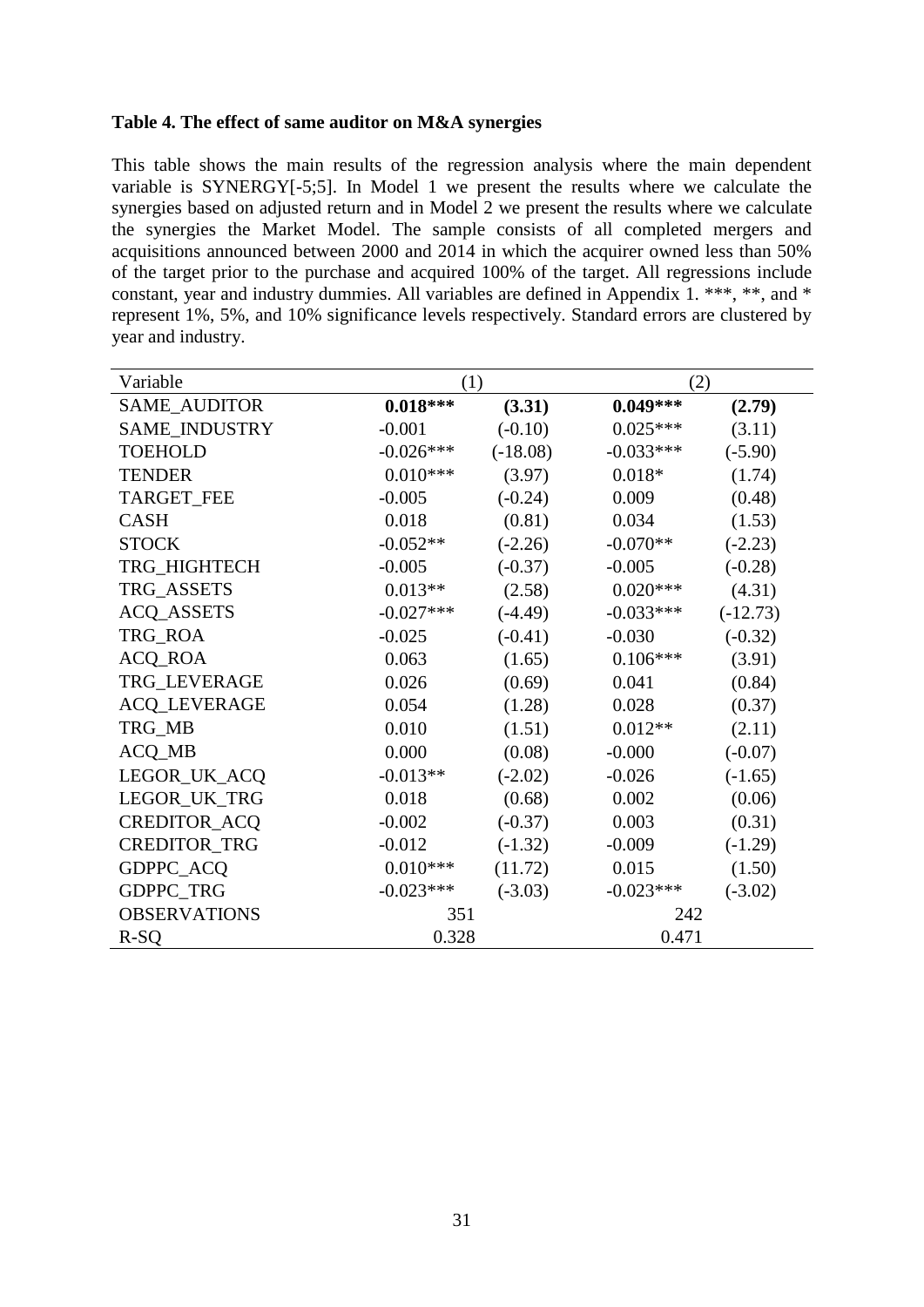**Table 4. The effect of same auditor on M&A synergies**

This table shows the main results of the regression analysis where the main dependent variable is SYNERGY[-5;5]. In Model 1 we present the results where we calculate the synergies based on adjusted return and in Model 2 we present the results where we calculate the synergies the Market Model. The sample consists of all completed mergers and acquisitions announced between 2000 and 2014 in which the acquirer owned less than 50% of the target prior to the purchase and acquired 100% of the target. All regressions include constant, year and industry dummies. All variables are defined in Appendix 1. ***, **, and * represent 1%, 5%, and 10% significance levels respectively. Standard errors are clustered by year and industry.

| Variable | (1) | | (2) | |
|---|---|---|---|---|
| SAME_AUDITOR | **0.018*** ** | **(3.31)** | **0.049*** ** | **(2.79)** |
| SAME_INDUSTRY | -0.001 | (-0.10) | 0.025*** | (3.11) |
| TOEHOLD | -0.026*** | (-18.08) | -0.033*** | (-5.90) |
| TENDER | 0.010*** | (3.97) | 0.018* | (1.74) |
| TARGET_FEE | -0.005 | (-0.24) | 0.009 | (0.48) |
| CASH | 0.018 | (0.81) | 0.034 | (1.53) |
| STOCK | -0.052** | (-2.26) | -0.070** | (-2.23) |
| TRG_HIGHTECH | -0.005 | (-0.37) | -0.005 | (-0.28) |
| TRG_ASSETS | 0.013** | (2.58) | 0.020*** | (4.31) |
| ACQ_ASSETS | -0.027*** | (-4.49) | -0.033*** | (-12.73) |
| TRG_ROA | -0.025 | (-0.41) | -0.030 | (-0.32) |
| ACQ_ROA | 0.063 | (1.65) | 0.106*** | (3.91) |
| TRG_LEVERAGE | 0.026 | (0.69) | 0.041 | (0.84) |
| ACQ_LEVERAGE | 0.054 | (1.28) | 0.028 | (0.37) |
| TRG_MB | 0.010 | (1.51) | 0.012** | (2.11) |
| ACQ_MB | 0.000 | (0.08) | -0.000 | (-0.07) |
| LEGOR_UK_ACQ | -0.013** | (-2.02) | -0.026 | (-1.65) |
| LEGOR_UK_TRG | 0.018 | (0.68) | 0.002 | (0.06) |
| CREDITOR_ACQ | -0.002 | (-0.37) | 0.003 | (0.31) |
| CREDITOR_TRG | -0.012 | (-1.32) | -0.009 | (-1.29) |
| GDPPC_ACQ | 0.010*** | (11.72) | 0.015 | (1.50) |
| GDPPC_TRG | -0.023*** | (-3.03) | -0.023*** | (-3.02) |
| OBSERVATIONS | 351 | | 242 | |
| R-SQ | 0.328 | | 0.471 | |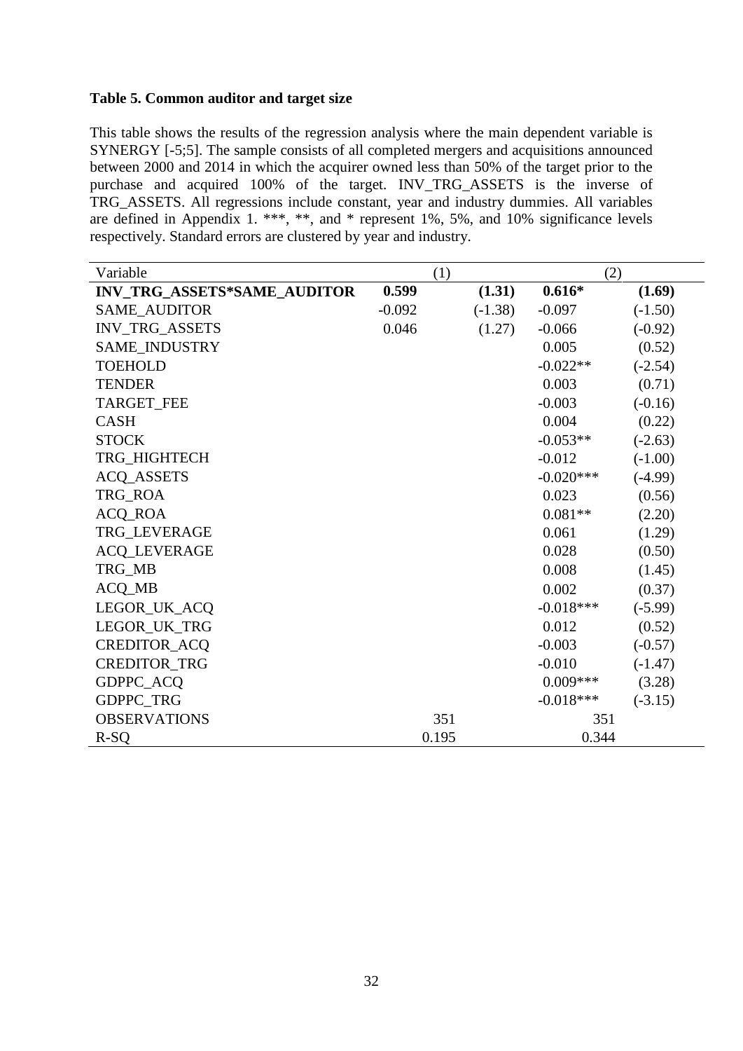**Table 5. Common auditor and target size**

This table shows the results of the regression analysis where the main dependent variable is SYNERGY [-5;5]. The sample consists of all completed mergers and acquisitions announced between 2000 and 2014 in which the acquirer owned less than 50% of the target prior to the purchase and acquired 100% of the target. INV_TRG_ASSETS is the inverse of TRG_ASSETS. All regressions include constant, year and industry dummies. All variables are defined in Appendix 1. ***, **, and * represent 1%, 5%, and 10% significance levels respectively. Standard errors are clustered by year and industry.

| Variable | (1) | | (2) | |
|---|---|---|---|---|
| **INV_TRG_ASSETS*SAME_AUDITOR** | **0.599** | **(1.31)** | **0.616*** | **(1.69)** |
| SAME_AUDITOR | -0.092 | (-1.38) | -0.097 | (-1.50) |
| INV_TRG_ASSETS | 0.046 | (1.27) | -0.066 | (-0.92) |
| SAME_INDUSTRY | | | 0.005 | (0.52) |
| TOEHOLD | | | -0.022** | (-2.54) |
| TENDER | | | 0.003 | (0.71) |
| TARGET_FEE | | | -0.003 | (-0.16) |
| CASH | | | 0.004 | (0.22) |
| STOCK | | | -0.053** | (-2.63) |
| TRG_HIGHTECH | | | -0.012 | (-1.00) |
| ACQ_ASSETS | | | -0.020*** | (-4.99) |
| TRG_ROA | | | 0.023 | (0.56) |
| ACQ_ROA | | | 0.081** | (2.20) |
| TRG_LEVERAGE | | | 0.061 | (1.29) |
| ACQ_LEVERAGE | | | 0.028 | (0.50) |
| TRG_MB | | | 0.008 | (1.45) |
| ACQ_MB | | | 0.002 | (0.37) |
| LEGOR_UK_ACQ | | | -0.018*** | (-5.99) |
| LEGOR_UK_TRG | | | 0.012 | (0.52) |
| CREDITOR_ACQ | | | -0.003 | (-0.57) |
| CREDITOR_TRG | | | -0.010 | (-1.47) |
| GDPPC_ACQ | | | 0.009*** | (3.28) |
| GDPPC_TRG | | | -0.018*** | (-3.15) |
| OBSERVATIONS | 351 | | 351 | |
| R-SQ | 0.195 | | 0.344 | |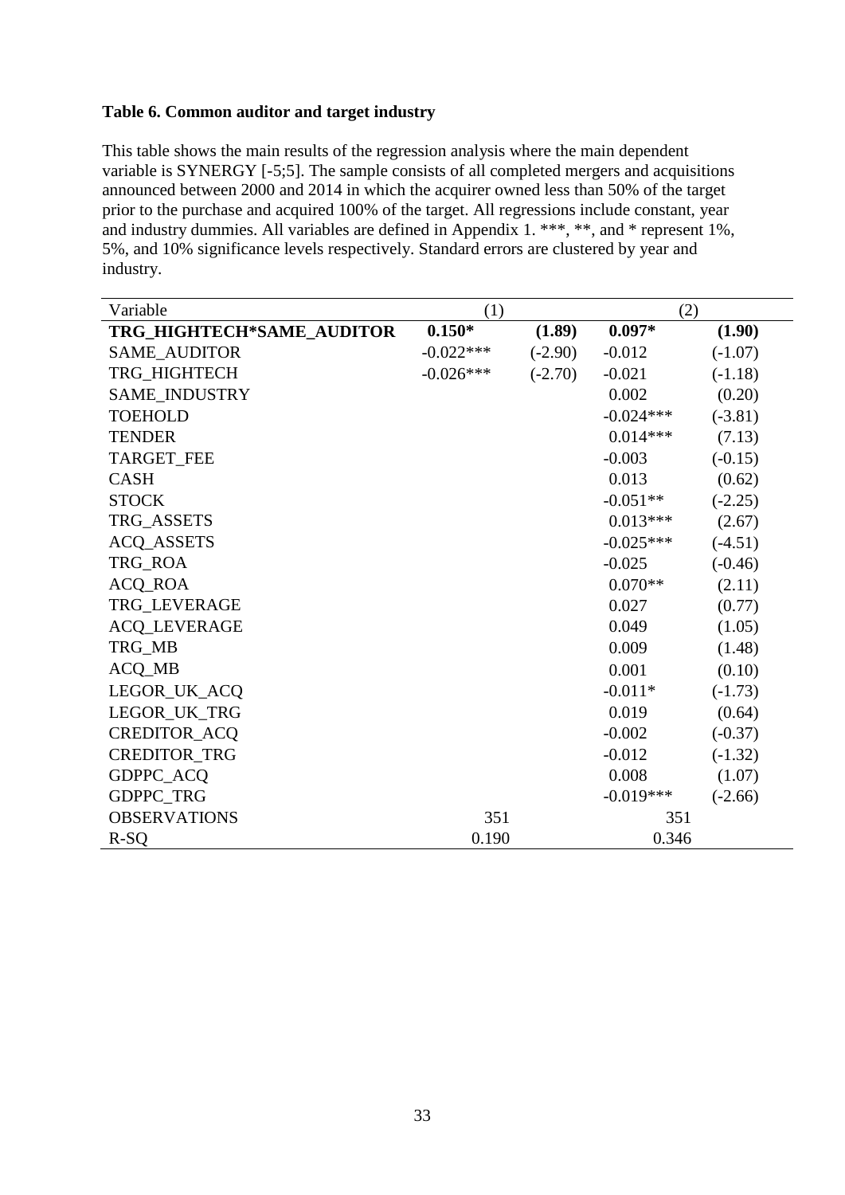**Table 6. Common auditor and target industry**

This table shows the main results of the regression analysis where the main dependent variable is SYNERGY [-5;5]. The sample consists of all completed mergers and acquisitions announced between 2000 and 2014 in which the acquirer owned less than 50% of the target prior to the purchase and acquired 100% of the target. All regressions include constant, year and industry dummies. All variables are defined in Appendix 1. ***, **, and * represent 1%, 5%, and 10% significance levels respectively. Standard errors are clustered by year and industry.

| Variable | (1) | | (2) | |
|---|---|---|---|---|
| **TRG_HIGHTECH*SAME_AUDITOR** | **0.150*** | **(1.89)** | **0.097*** | **(1.90)** |
| SAME_AUDITOR | -0.022*** | (-2.90) | -0.012 | (-1.07) |
| TRG_HIGHTECH | -0.026*** | (-2.70) | -0.021 | (-1.18) |
| SAME_INDUSTRY | | | 0.002 | (0.20) |
| TOEHOLD | | | -0.024*** | (-3.81) |
| TENDER | | | 0.014*** | (7.13) |
| TARGET_FEE | | | -0.003 | (-0.15) |
| CASH | | | 0.013 | (0.62) |
| STOCK | | | -0.051** | (-2.25) |
| TRG_ASSETS | | | 0.013*** | (2.67) |
| ACQ_ASSETS | | | -0.025*** | (-4.51) |
| TRG_ROA | | | -0.025 | (-0.46) |
| ACQ_ROA | | | 0.070** | (2.11) |
| TRG_LEVERAGE | | | 0.027 | (0.77) |
| ACQ_LEVERAGE | | | 0.049 | (1.05) |
| TRG_MB | | | 0.009 | (1.48) |
| ACQ_MB | | | 0.001 | (0.10) |
| LEGOR_UK_ACQ | | | -0.011* | (-1.73) |
| LEGOR_UK_TRG | | | 0.019 | (0.64) |
| CREDITOR_ACQ | | | -0.002 | (-0.37) |
| CREDITOR_TRG | | | -0.012 | (-1.32) |
| GDPPC_ACQ | | | 0.008 | (1.07) |
| GDPPC_TRG | | | -0.019*** | (-2.66) |
| OBSERVATIONS | 351 | | 351 | |
| R-SQ | 0.190 | | 0.346 | |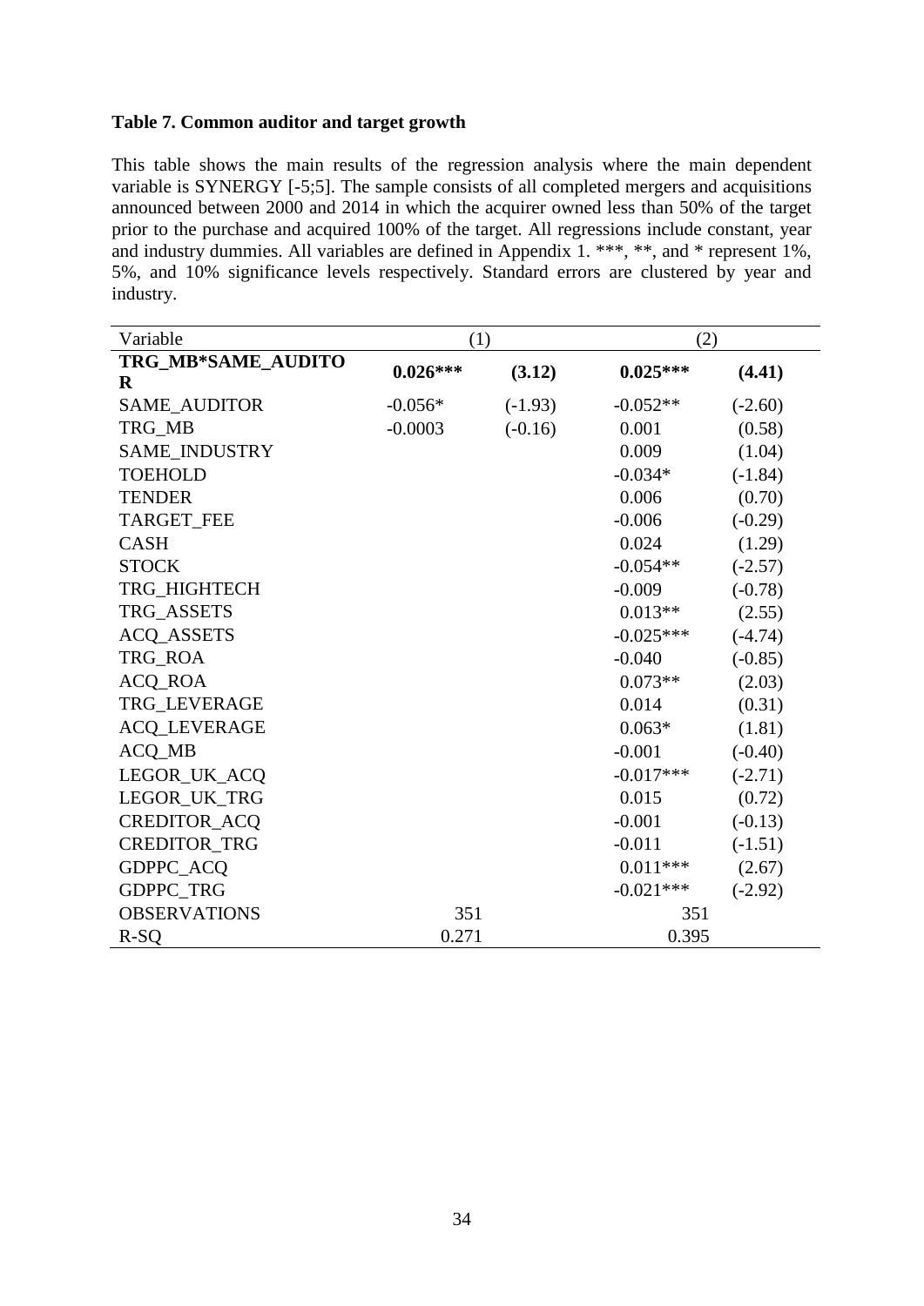**Table 7. Common auditor and target growth**

This table shows the main results of the regression analysis where the main dependent variable is SYNERGY [-5;5]. The sample consists of all completed mergers and acquisitions announced between 2000 and 2014 in which the acquirer owned less than 50% of the target prior to the purchase and acquired 100% of the target. All regressions include constant, year and industry dummies. All variables are defined in Appendix 1. ***, **, and * represent 1%, 5%, and 10% significance levels respectively. Standard errors are clustered by year and industry.

| Variable | (1) | | (2) | |
|---|---|---|---|---|
| **TRG_MB*SAME_AUDITOR** | **0.026*** ** | **(3.12)** | **0.025*** ** | **(4.41)** |
| SAME_AUDITOR | -0.056* | (-1.93) | -0.052** | (-2.60) |
| TRG_MB | -0.0003 | (-0.16) | 0.001 | (0.58) |
| SAME_INDUSTRY | | | 0.009 | (1.04) |
| TOEHOLD | | | -0.034* | (-1.84) |
| TENDER | | | 0.006 | (0.70) |
| TARGET_FEE | | | -0.006 | (-0.29) |
| CASH | | | 0.024 | (1.29) |
| STOCK | | | -0.054** | (-2.57) |
| TRG_HIGHTECH | | | -0.009 | (-0.78) |
| TRG_ASSETS | | | 0.013** | (2.55) |
| ACQ_ASSETS | | | -0.025*** | (-4.74) |
| TRG_ROA | | | -0.040 | (-0.85) |
| ACQ_ROA | | | 0.073** | (2.03) |
| TRG_LEVERAGE | | | 0.014 | (0.31) |
| ACQ_LEVERAGE | | | 0.063* | (1.81) |
| ACQ_MB | | | -0.001 | (-0.40) |
| LEGOR_UK_ACQ | | | -0.017*** | (-2.71) |
| LEGOR_UK_TRG | | | 0.015 | (0.72) |
| CREDITOR_ACQ | | | -0.001 | (-0.13) |
| CREDITOR_TRG | | | -0.011 | (-1.51) |
| GDPPC_ACQ | | | 0.011*** | (2.67) |
| GDPPC_TRG | | | -0.021*** | (-2.92) |
| OBSERVATIONS | 351 | | 351 | |
| R-SQ | 0.271 | | 0.395 | |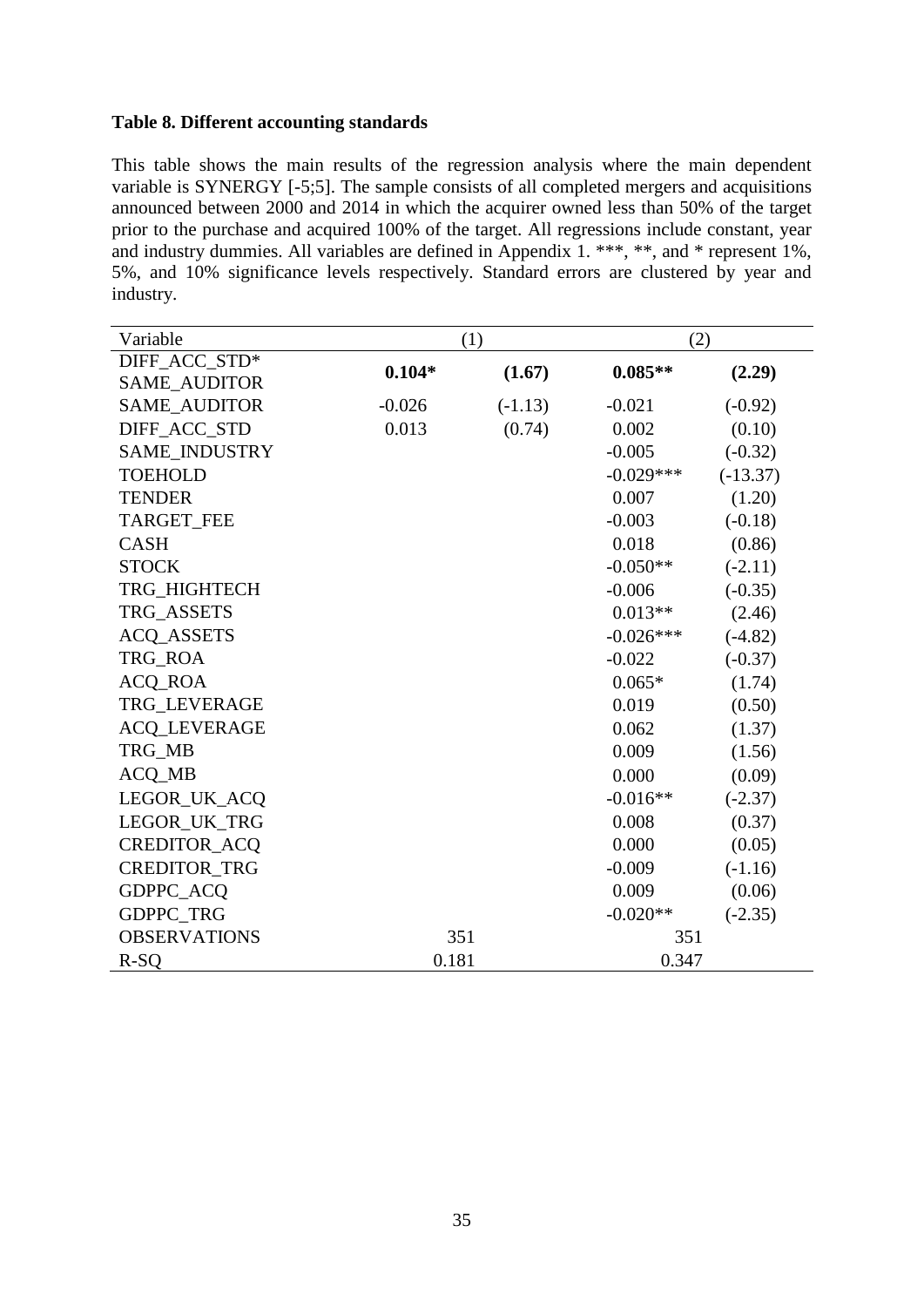**Table 8. Different accounting standards**

This table shows the main results of the regression analysis where the main dependent variable is SYNERGY [-5;5]. The sample consists of all completed mergers and acquisitions announced between 2000 and 2014 in which the acquirer owned less than 50% of the target prior to the purchase and acquired 100% of the target. All regressions include constant, year and industry dummies. All variables are defined in Appendix 1. ***, **, and * represent 1%, 5%, and 10% significance levels respectively. Standard errors are clustered by year and industry.

| Variable | (1) | | (2) | |
|---|---|---|---|---|
| DIFF_ACC_STD* SAME_AUDITOR | **0.104*** | **(1.67)** | **0.085**** | **(2.29)** |
| SAME_AUDITOR | -0.026 | (-1.13) | -0.021 | (-0.92) |
| DIFF_ACC_STD | 0.013 | (0.74) | 0.002 | (0.10) |
| SAME_INDUSTRY | | | -0.005 | (-0.32) |
| TOEHOLD | | | -0.029*** | (-13.37) |
| TENDER | | | 0.007 | (1.20) |
| TARGET_FEE | | | -0.003 | (-0.18) |
| CASH | | | 0.018 | (0.86) |
| STOCK | | | -0.050** | (-2.11) |
| TRG_HIGHTECH | | | -0.006 | (-0.35) |
| TRG_ASSETS | | | 0.013** | (2.46) |
| ACQ_ASSETS | | | -0.026*** | (-4.82) |
| TRG_ROA | | | -0.022 | (-0.37) |
| ACQ_ROA | | | 0.065* | (1.74) |
| TRG_LEVERAGE | | | 0.019 | (0.50) |
| ACQ_LEVERAGE | | | 0.062 | (1.37) |
| TRG_MB | | | 0.009 | (1.56) |
| ACQ_MB | | | 0.000 | (0.09) |
| LEGOR_UK_ACQ | | | -0.016** | (-2.37) |
| LEGOR_UK_TRG | | | 0.008 | (0.37) |
| CREDITOR_ACQ | | | 0.000 | (0.05) |
| CREDITOR_TRG | | | -0.009 | (-1.16) |
| GDPPC_ACQ | | | 0.009 | (0.06) |
| GDPPC_TRG | | | -0.020** | (-2.35) |
| OBSERVATIONS | 351 | | 351 | |
| R-SQ | 0.181 | | 0.347 | |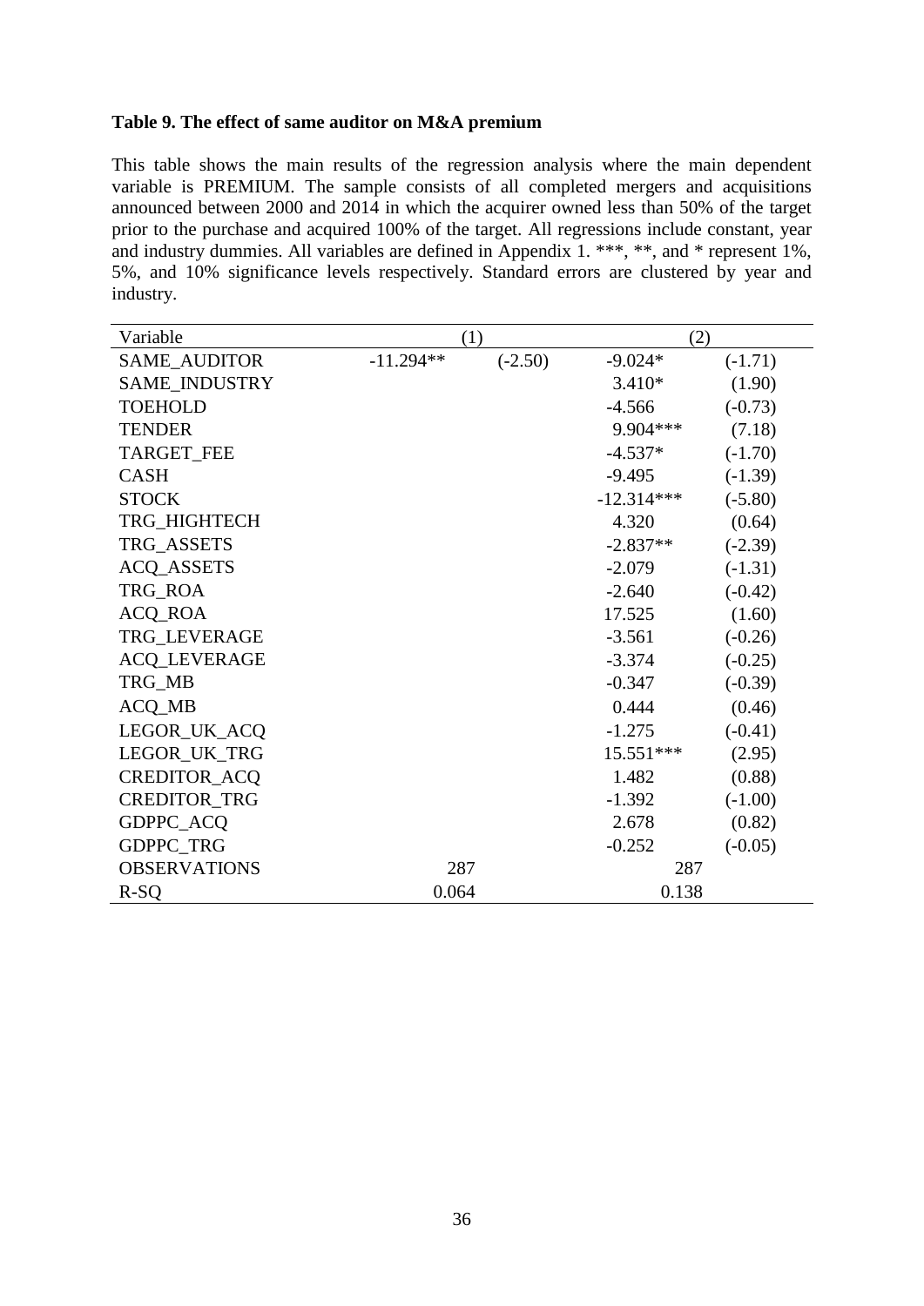**Table 9. The effect of same auditor on M&A premium**

This table shows the main results of the regression analysis where the main dependent variable is PREMIUM. The sample consists of all completed mergers and acquisitions announced between 2000 and 2014 in which the acquirer owned less than 50% of the target prior to the purchase and acquired 100% of the target. All regressions include constant, year and industry dummies. All variables are defined in Appendix 1. ***, **, and * represent 1%, 5%, and 10% significance levels respectively. Standard errors are clustered by year and industry.

| Variable | (1) | | (2) | |
|---|---|---|---|---|
| SAME_AUDITOR | -11.294** | (-2.50) | -9.024* | (-1.71) |
| SAME_INDUSTRY | | | 3.410* | (1.90) |
| TOEHOLD | | | -4.566 | (-0.73) |
| TENDER | | | 9.904*** | (7.18) |
| TARGET_FEE | | | -4.537* | (-1.70) |
| CASH | | | -9.495 | (-1.39) |
| STOCK | | | -12.314*** | (-5.80) |
| TRG_HIGHTECH | | | 4.320 | (0.64) |
| TRG_ASSETS | | | -2.837** | (-2.39) |
| ACQ_ASSETS | | | -2.079 | (-1.31) |
| TRG_ROA | | | -2.640 | (-0.42) |
| ACQ_ROA | | | 17.525 | (1.60) |
| TRG_LEVERAGE | | | -3.561 | (-0.26) |
| ACQ_LEVERAGE | | | -3.374 | (-0.25) |
| TRG_MB | | | -0.347 | (-0.39) |
| ACQ_MB | | | 0.444 | (0.46) |
| LEGOR_UK_ACQ | | | -1.275 | (-0.41) |
| LEGOR_UK_TRG | | | 15.551*** | (2.95) |
| CREDITOR_ACQ | | | 1.482 | (0.88) |
| CREDITOR_TRG | | | -1.392 | (-1.00) |
| GDPPC_ACQ | | | 2.678 | (0.82) |
| GDPPC_TRG | | | -0.252 | (-0.05) |
| OBSERVATIONS | 287 | | 287 | |
| R-SQ | 0.064 | | 0.138 | |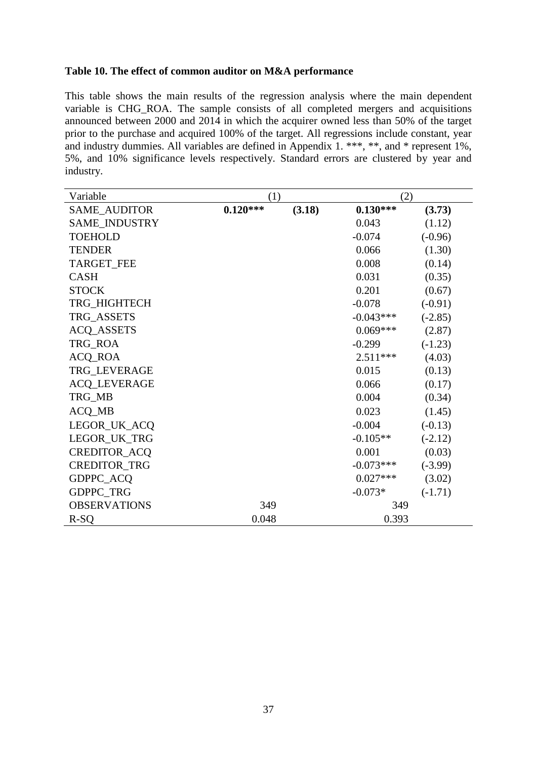**Table 10. The effect of common auditor on M&A performance**

This table shows the main results of the regression analysis where the main dependent variable is CHG_ROA. The sample consists of all completed mergers and acquisitions announced between 2000 and 2014 in which the acquirer owned less than 50% of the target prior to the purchase and acquired 100% of the target. All regressions include constant, year and industry dummies. All variables are defined in Appendix 1. ***, **, and * represent 1%, 5%, and 10% significance levels respectively. Standard errors are clustered by year and industry.

| Variable | (1) | | (2) | |
|---|---|---|---|---|
| SAME_AUDITOR | **0.120*** ** | **(3.18)** | **0.130*** ** | **(3.73)** |
| SAME_INDUSTRY | | | 0.043 | (1.12) |
| TOEHOLD | | | -0.074 | (-0.96) |
| TENDER | | | 0.066 | (1.30) |
| TARGET_FEE | | | 0.008 | (0.14) |
| CASH | | | 0.031 | (0.35) |
| STOCK | | | 0.201 | (0.67) |
| TRG_HIGHTECH | | | -0.078 | (-0.91) |
| TRG_ASSETS | | | -0.043*** | (-2.85) |
| ACQ_ASSETS | | | 0.069*** | (2.87) |
| TRG_ROA | | | -0.299 | (-1.23) |
| ACQ_ROA | | | 2.511*** | (4.03) |
| TRG_LEVERAGE | | | 0.015 | (0.13) |
| ACQ_LEVERAGE | | | 0.066 | (0.17) |
| TRG_MB | | | 0.004 | (0.34) |
| ACQ_MB | | | 0.023 | (1.45) |
| LEGOR_UK_ACQ | | | -0.004 | (-0.13) |
| LEGOR_UK_TRG | | | -0.105** | (-2.12) |
| CREDITOR_ACQ | | | 0.001 | (0.03) |
| CREDITOR_TRG | | | -0.073*** | (-3.99) |
| GDPPC_ACQ | | | 0.027*** | (3.02) |
| GDPPC_TRG | | | -0.073* | (-1.71) |
| OBSERVATIONS | 349 | | 349 | |
| R-SQ | 0.048 | | 0.393 | |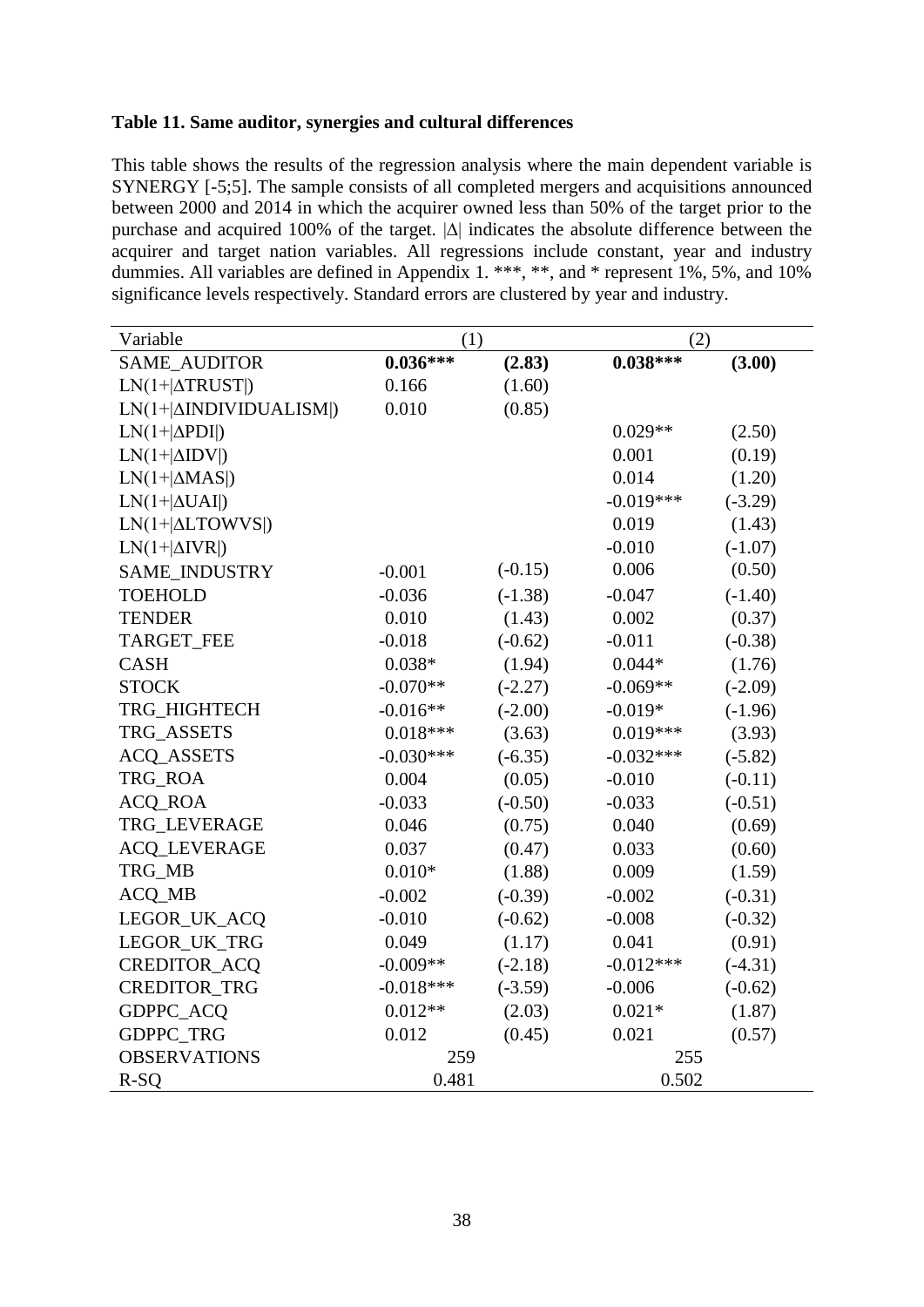**Table 11. Same auditor, synergies and cultural differences**

This table shows the results of the regression analysis where the main dependent variable is SYNERGY [-5;5]. The sample consists of all completed mergers and acquisitions announced between 2000 and 2014 in which the acquirer owned less than 50% of the target prior to the purchase and acquired 100% of the target. |Δ| indicates the absolute difference between the acquirer and target nation variables. All regressions include constant, year and industry dummies. All variables are defined in Appendix 1. ***, **, and * represent 1%, 5%, and 10% significance levels respectively. Standard errors are clustered by year and industry.

| Variable | (1) | | (2) | |
|---|---|---|---|---|
| SAME_AUDITOR | **0.036*** ** | **(2.83)** | **0.038*** ** | **(3.00)** |
| LN(1+\|ΔTRUST\|) | 0.166 | (1.60) | | |
| LN(1+\|ΔINDIVIDUALISM\|) | 0.010 | (0.85) | | |
| LN(1+\|ΔPDI\|) | | | 0.029** | (2.50) |
| LN(1+\|ΔIDV\|) | | | 0.001 | (0.19) |
| LN(1+\|ΔMAS\|) | | | 0.014 | (1.20) |
| LN(1+\|ΔUAI\|) | | | -0.019*** | (-3.29) |
| LN(1+\|ΔLTOWVS\|) | | | 0.019 | (1.43) |
| LN(1+\|ΔIVR\|) | | | -0.010 | (-1.07) |
| SAME_INDUSTRY | -0.001 | (-0.15) | 0.006 | (0.50) |
| TOEHOLD | -0.036 | (-1.38) | -0.047 | (-1.40) |
| TENDER | 0.010 | (1.43) | 0.002 | (0.37) |
| TARGET_FEE | -0.018 | (-0.62) | -0.011 | (-0.38) |
| CASH | 0.038* | (1.94) | 0.044* | (1.76) |
| STOCK | -0.070** | (-2.27) | -0.069** | (-2.09) |
| TRG_HIGHTECH | -0.016** | (-2.00) | -0.019* | (-1.96) |
| TRG_ASSETS | 0.018*** | (3.63) | 0.019*** | (3.93) |
| ACQ_ASSETS | -0.030*** | (-6.35) | -0.032*** | (-5.82) |
| TRG_ROA | 0.004 | (0.05) | -0.010 | (-0.11) |
| ACQ_ROA | -0.033 | (-0.50) | -0.033 | (-0.51) |
| TRG_LEVERAGE | 0.046 | (0.75) | 0.040 | (0.69) |
| ACQ_LEVERAGE | 0.037 | (0.47) | 0.033 | (0.60) |
| TRG_MB | 0.010* | (1.88) | 0.009 | (1.59) |
| ACQ_MB | -0.002 | (-0.39) | -0.002 | (-0.31) |
| LEGOR_UK_ACQ | -0.010 | (-0.62) | -0.008 | (-0.32) |
| LEGOR_UK_TRG | 0.049 | (1.17) | 0.041 | (0.91) |
| CREDITOR_ACQ | -0.009** | (-2.18) | -0.012*** | (-4.31) |
| CREDITOR_TRG | -0.018*** | (-3.59) | -0.006 | (-0.62) |
| GDPPC_ACQ | 0.012** | (2.03) | 0.021* | (1.87) |
| GDPPC_TRG | 0.012 | (0.45) | 0.021 | (0.57) |
| OBSERVATIONS | 259 | | 255 | |
| R-SQ | 0.481 | | 0.502 | |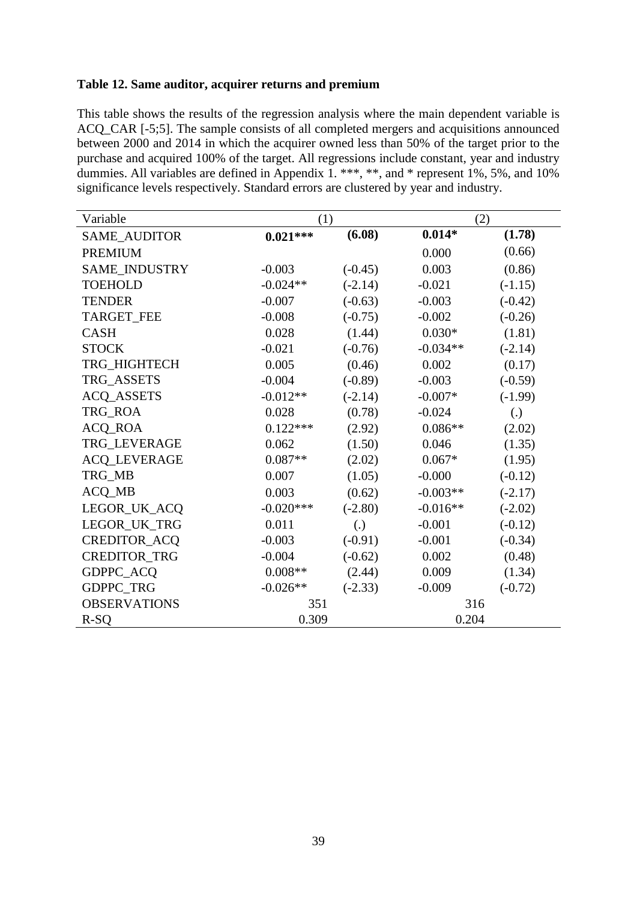**Table 12. Same auditor, acquirer returns and premium**

This table shows the results of the regression analysis where the main dependent variable is ACQ_CAR [-5;5]. The sample consists of all completed mergers and acquisitions announced between 2000 and 2014 in which the acquirer owned less than 50% of the target prior to the purchase and acquired 100% of the target. All regressions include constant, year and industry dummies. All variables are defined in Appendix 1. ***, **, and * represent 1%, 5%, and 10% significance levels respectively. Standard errors are clustered by year and industry.

| Variable | (1) | | (2) | |
|---|---|---|---|---|
| SAME_AUDITOR | **0.021*** ** | **(6.08)** | **0.014*** | **(1.78)** |
| PREMIUM | | | 0.000 | (0.66) |
| SAME_INDUSTRY | -0.003 | (-0.45) | 0.003 | (0.86) |
| TOEHOLD | -0.024** | (-2.14) | -0.021 | (-1.15) |
| TENDER | -0.007 | (-0.63) | -0.003 | (-0.42) |
| TARGET_FEE | -0.008 | (-0.75) | -0.002 | (-0.26) |
| CASH | 0.028 | (1.44) | 0.030* | (1.81) |
| STOCK | -0.021 | (-0.76) | -0.034** | (-2.14) |
| TRG_HIGHTECH | 0.005 | (0.46) | 0.002 | (0.17) |
| TRG_ASSETS | -0.004 | (-0.89) | -0.003 | (-0.59) |
| ACQ_ASSETS | -0.012** | (-2.14) | -0.007* | (-1.99) |
| TRG_ROA | 0.028 | (0.78) | -0.024 | (.) |
| ACQ_ROA | 0.122*** | (2.92) | 0.086** | (2.02) |
| TRG_LEVERAGE | 0.062 | (1.50) | 0.046 | (1.35) |
| ACQ_LEVERAGE | 0.087** | (2.02) | 0.067* | (1.95) |
| TRG_MB | 0.007 | (1.05) | -0.000 | (-0.12) |
| ACQ_MB | 0.003 | (0.62) | -0.003** | (-2.17) |
| LEGOR_UK_ACQ | -0.020*** | (-2.80) | -0.016** | (-2.02) |
| LEGOR_UK_TRG | 0.011 | (.) | -0.001 | (-0.12) |
| CREDITOR_ACQ | -0.003 | (-0.91) | -0.001 | (-0.34) |
| CREDITOR_TRG | -0.004 | (-0.62) | 0.002 | (0.48) |
| GDPPC_ACQ | 0.008** | (2.44) | 0.009 | (1.34) |
| GDPPC_TRG | -0.026** | (-2.33) | -0.009 | (-0.72) |
| OBSERVATIONS | 351 | | 316 | |
| R-SQ | 0.309 | | 0.204 | |